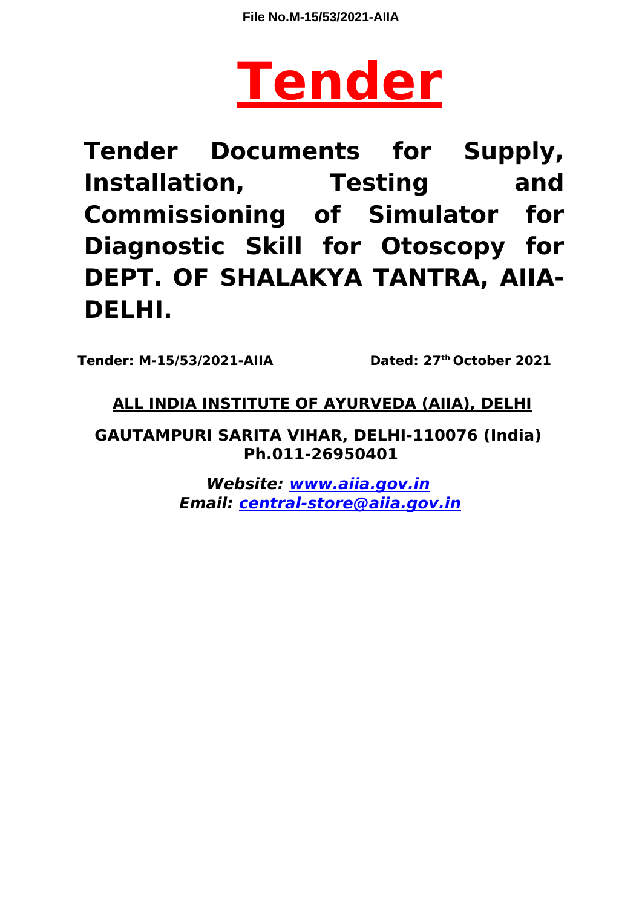# Tender

## Tender Documents for Supply, Installation, Testing and Commissioning of Simulator for Diagnostic Skill for Otoscopy for DEPT. OF SHALAKYA TANTRA, AIIA-DELHI.

**Tender: M-15/53/2021-AIIA** **Dated: 27th October 2021**

**ALL INDIA INSTITUTE OF AYURVEDA (AIIA), DELHI**

**GAUTAMPURI SARITA VIHAR, DELHI-110076 (India)**
**Ph.011-26950401**

***Website: www.aiia.gov.in***
***Email: central-store@aiia.gov.in***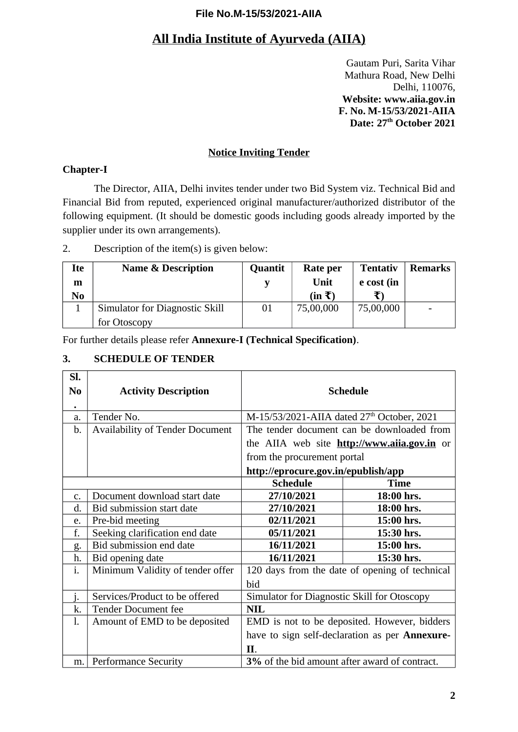File No.M-15/53/2021-AIIA

# All India Institute of Ayurveda (AIIA)

Gautam Puri, Sarita Vihar
Mathura Road, New Delhi
Delhi, 110076,
**Website: www.aiia.gov.in**
**F. No. M-15/53/2021-AIIA**
**Date: 27th October 2021**

## Notice Inviting Tender

### Chapter-I

The Director, AIIA, Delhi invites tender under two Bid System viz. Technical Bid and Financial Bid from reputed, experienced original manufacturer/authorized distributor of the following equipment. (It should be domestic goods including goods already imported by the supplier under its own arrangements).

2. Description of the item(s) is given below:

| Item No | Name & Description | Quantity | Rate per Unit (in ₹) | Tentative cost (in ₹) | Remarks |
|---|---|---|---|---|---|
| 1 | Simulator for Diagnostic Skill for Otoscopy | 01 | 75,00,000 | 75,00,000 | - |

For further details please refer **Annexure-I (Technical Specification)**.

### 3. SCHEDULE OF TENDER

| Sl. No. | Activity Description | Schedule | |
|---|---|---|---|
| a. | Tender No. | M-15/53/2021-AIIA dated 27th October, 2021 | |
| b. | Availability of Tender Document | The tender document can be downloaded from the AIIA web site **http://www.aiia.gov.in** or from the procurement portal **http://eprocure.gov.in/epublish/app** | |
| | | **Schedule** | **Time** |
| c. | Document download start date | **27/10/2021** | **18:00 hrs.** |
| d. | Bid submission start date | **27/10/2021** | **18:00 hrs.** |
| e. | Pre-bid meeting | **02/11/2021** | **15:00 hrs.** |
| f. | Seeking clarification end date | **05/11/2021** | **15:30 hrs.** |
| g. | Bid submission end date | **16/11/2021** | **15:00 hrs.** |
| h. | Bid opening date | **16/11/2021** | **15:30 hrs.** |
| i. | Minimum Validity of tender offer | 120 days from the date of opening of technical bid | |
| j. | Services/Product to be offered | Simulator for Diagnostic Skill for Otoscopy | |
| k. | Tender Document fee | **NIL** | |
| l. | Amount of EMD to be deposited | EMD is not to be deposited. However, bidders have to sign self-declaration as per **Annexure-II**. | |
| m. | Performance Security | **3%** of the bid amount after award of contract. | |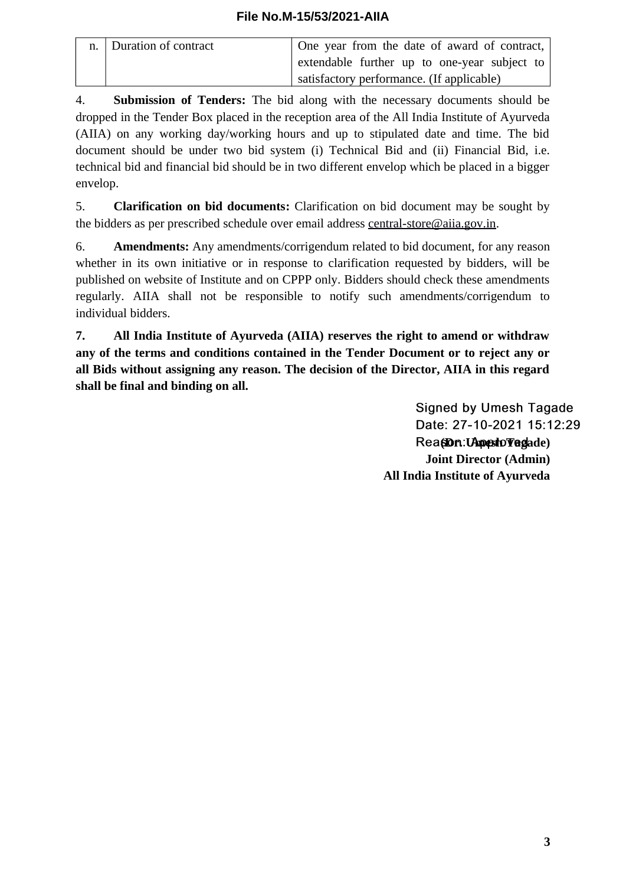| | | |
|---|---|---|
| n. | Duration of contract | One year from the date of award of contract, extendable further up to one-year subject to satisfactory performance. (If applicable) |

4. **Submission of Tenders:** The bid along with the necessary documents should be dropped in the Tender Box placed in the reception area of the All India Institute of Ayurveda (AIIA) on any working day/working hours and up to stipulated date and time. The bid document should be under two bid system (i) Technical Bid and (ii) Financial Bid, i.e. technical bid and financial bid should be in two different envelop which be placed in a bigger envelop.

5. **Clarification on bid documents:** Clarification on bid document may be sought by the bidders as per prescribed schedule over email address central-store@aiia.gov.in.

6. **Amendments:** Any amendments/corrigendum related to bid document, for any reason whether in its own initiative or in response to clarification requested by bidders, will be published on website of Institute and on CPPP only. Bidders should check these amendments regularly. AIIA shall not be responsible to notify such amendments/corrigendum to individual bidders.

**7. All India Institute of Ayurveda (AIIA) reserves the right to amend or withdraw any of the terms and conditions contained in the Tender Document or to reject any or all Bids without assigning any reason. The decision of the Director, AIIA in this regard shall be final and binding on all.**

Signed by Umesh Tagade
Date: 27-10-2021 15:12:29
Reason: Approved

**(Dr. Umesh Tagade)**
**Joint Director (Admin)**
**All India Institute of Ayurveda**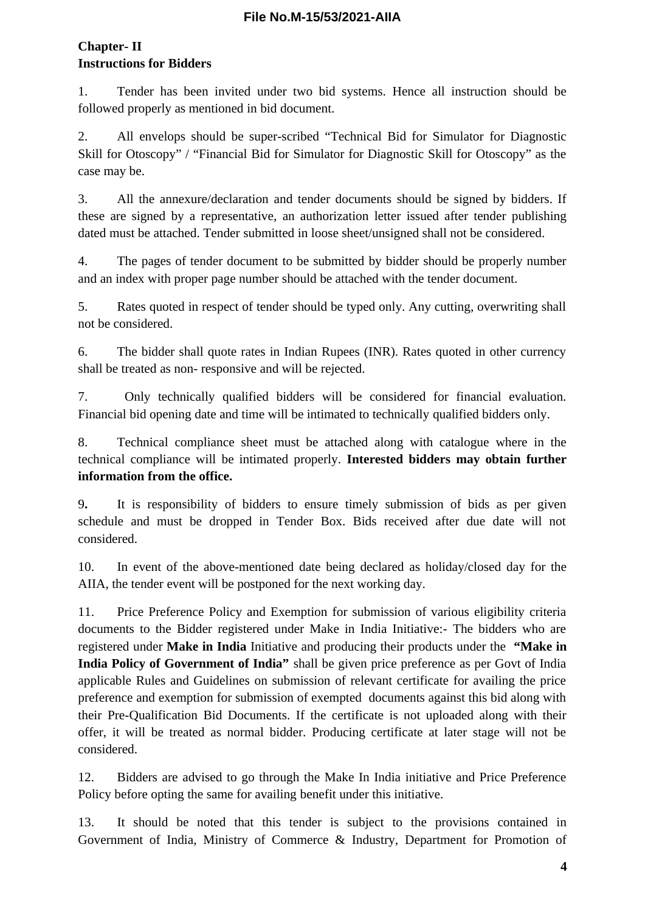**Chapter- II**
**Instructions for Bidders**

1. Tender has been invited under two bid systems. Hence all instruction should be followed properly as mentioned in bid document.

2. All envelops should be super-scribed "Technical Bid for Simulator for Diagnostic Skill for Otoscopy" / "Financial Bid for Simulator for Diagnostic Skill for Otoscopy" as the case may be.

3. All the annexure/declaration and tender documents should be signed by bidders. If these are signed by a representative, an authorization letter issued after tender publishing dated must be attached. Tender submitted in loose sheet/unsigned shall not be considered.

4. The pages of tender document to be submitted by bidder should be properly number and an index with proper page number should be attached with the tender document.

5. Rates quoted in respect of tender should be typed only. Any cutting, overwriting shall not be considered.

6. The bidder shall quote rates in Indian Rupees (INR). Rates quoted in other currency shall be treated as non- responsive and will be rejected.

7. Only technically qualified bidders will be considered for financial evaluation. Financial bid opening date and time will be intimated to technically qualified bidders only.

8. Technical compliance sheet must be attached along with catalogue where in the technical compliance will be intimated properly. **Interested bidders may obtain further information from the office.**

9**.** It is responsibility of bidders to ensure timely submission of bids as per given schedule and must be dropped in Tender Box. Bids received after due date will not considered.

10. In event of the above-mentioned date being declared as holiday/closed day for the AIIA, the tender event will be postponed for the next working day.

11. Price Preference Policy and Exemption for submission of various eligibility criteria documents to the Bidder registered under Make in India Initiative:- The bidders who are registered under **Make in India** Initiative and producing their products under the **"Make in India Policy of Government of India"** shall be given price preference as per Govt of India applicable Rules and Guidelines on submission of relevant certificate for availing the price preference and exemption for submission of exempted documents against this bid along with their Pre-Qualification Bid Documents. If the certificate is not uploaded along with their offer, it will be treated as normal bidder. Producing certificate at later stage will not be considered.

12. Bidders are advised to go through the Make In India initiative and Price Preference Policy before opting the same for availing benefit under this initiative.

13. It should be noted that this tender is subject to the provisions contained in Government of India, Ministry of Commerce & Industry, Department for Promotion of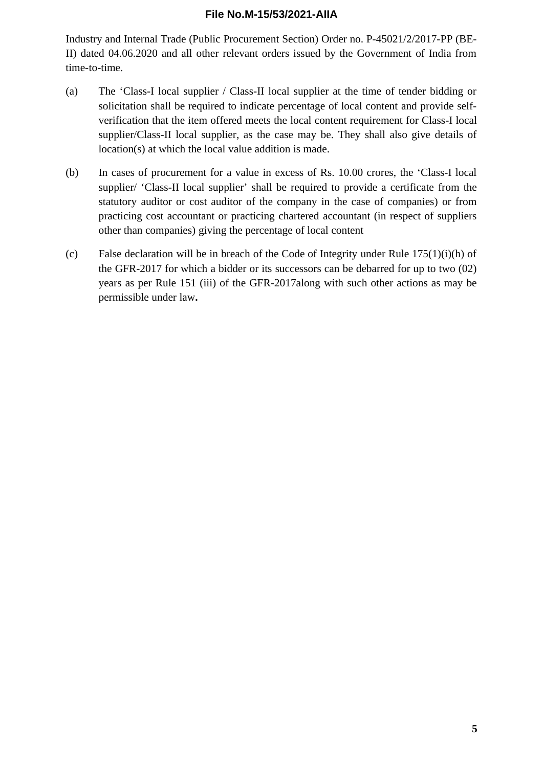Industry and Internal Trade (Public Procurement Section) Order no. P-45021/2/2017-PP (BE-II) dated 04.06.2020 and all other relevant orders issued by the Government of India from time-to-time.

(a) The 'Class-I local supplier / Class-II local supplier at the time of tender bidding or solicitation shall be required to indicate percentage of local content and provide self-verification that the item offered meets the local content requirement for Class-I local supplier/Class-II local supplier, as the case may be. They shall also give details of location(s) at which the local value addition is made.

(b) In cases of procurement for a value in excess of Rs. 10.00 crores, the 'Class-I local supplier/ 'Class-II local supplier' shall be required to provide a certificate from the statutory auditor or cost auditor of the company in the case of companies) or from practicing cost accountant or practicing chartered accountant (in respect of suppliers other than companies) giving the percentage of local content

(c) False declaration will be in breach of the Code of Integrity under Rule 175(1)(i)(h) of the GFR-2017 for which a bidder or its successors can be debarred for up to two (02) years as per Rule 151 (iii) of the GFR-2017along with such other actions as may be permissible under law**.**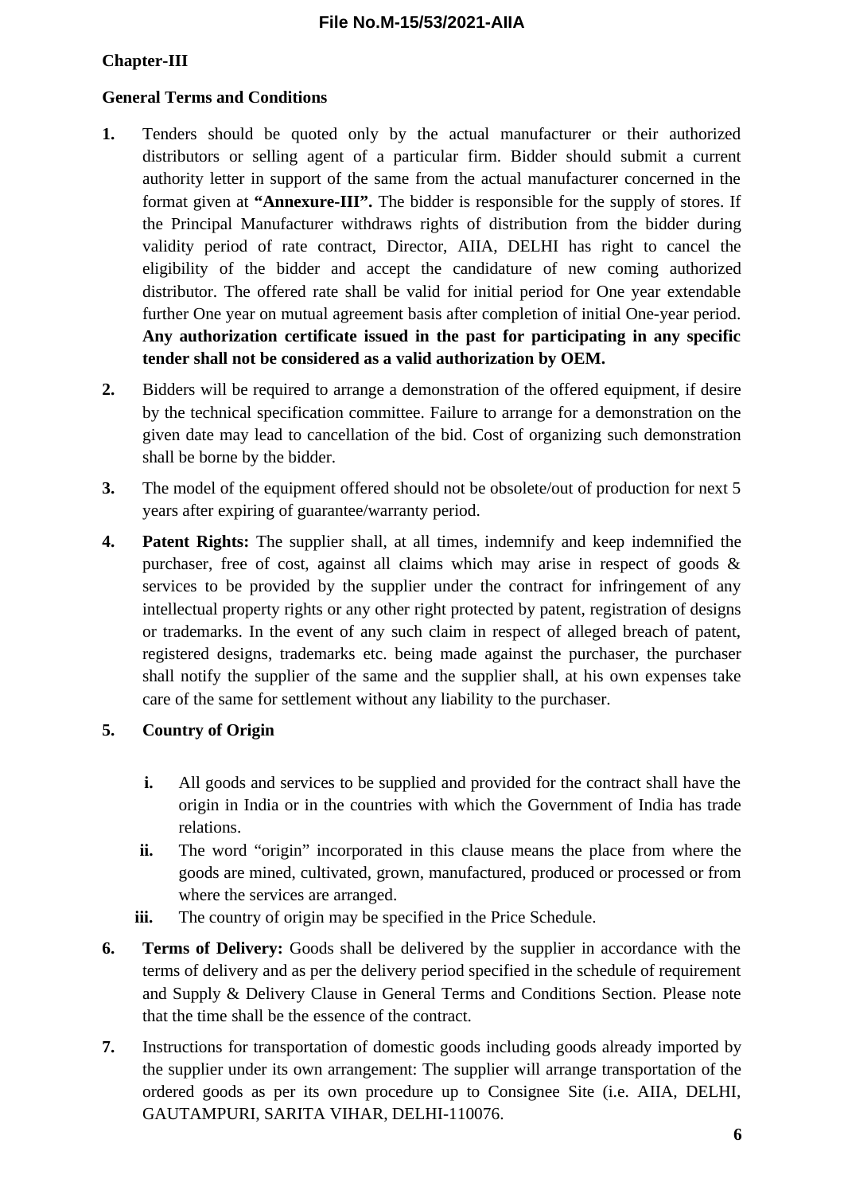**Chapter-III**

**General Terms and Conditions**

1. Tenders should be quoted only by the actual manufacturer or their authorized distributors or selling agent of a particular firm. Bidder should submit a current authority letter in support of the same from the actual manufacturer concerned in the format given at **"Annexure-III".** The bidder is responsible for the supply of stores. If the Principal Manufacturer withdraws rights of distribution from the bidder during validity period of rate contract, Director, AIIA, DELHI has right to cancel the eligibility of the bidder and accept the candidature of new coming authorized distributor. The offered rate shall be valid for initial period for One year extendable further One year on mutual agreement basis after completion of initial One-year period. **Any authorization certificate issued in the past for participating in any specific tender shall not be considered as a valid authorization by OEM.**

2. Bidders will be required to arrange a demonstration of the offered equipment, if desire by the technical specification committee. Failure to arrange for a demonstration on the given date may lead to cancellation of the bid. Cost of organizing such demonstration shall be borne by the bidder.

3. The model of the equipment offered should not be obsolete/out of production for next 5 years after expiring of guarantee/warranty period.

4. **Patent Rights:** The supplier shall, at all times, indemnify and keep indemnified the purchaser, free of cost, against all claims which may arise in respect of goods & services to be provided by the supplier under the contract for infringement of any intellectual property rights or any other right protected by patent, registration of designs or trademarks. In the event of any such claim in respect of alleged breach of patent, registered designs, trademarks etc. being made against the purchaser, the purchaser shall notify the supplier of the same and the supplier shall, at his own expenses take care of the same for settlement without any liability to the purchaser.

5. **Country of Origin**

   i. All goods and services to be supplied and provided for the contract shall have the origin in India or in the countries with which the Government of India has trade relations.

   ii. The word "origin" incorporated in this clause means the place from where the goods are mined, cultivated, grown, manufactured, produced or processed or from where the services are arranged.

   iii. The country of origin may be specified in the Price Schedule.

6. **Terms of Delivery:** Goods shall be delivered by the supplier in accordance with the terms of delivery and as per the delivery period specified in the schedule of requirement and Supply & Delivery Clause in General Terms and Conditions Section. Please note that the time shall be the essence of the contract.

7. Instructions for transportation of domestic goods including goods already imported by the supplier under its own arrangement: The supplier will arrange transportation of the ordered goods as per its own procedure up to Consignee Site (i.e. AIIA, DELHI, GAUTAMPURI, SARITA VIHAR, DELHI-110076.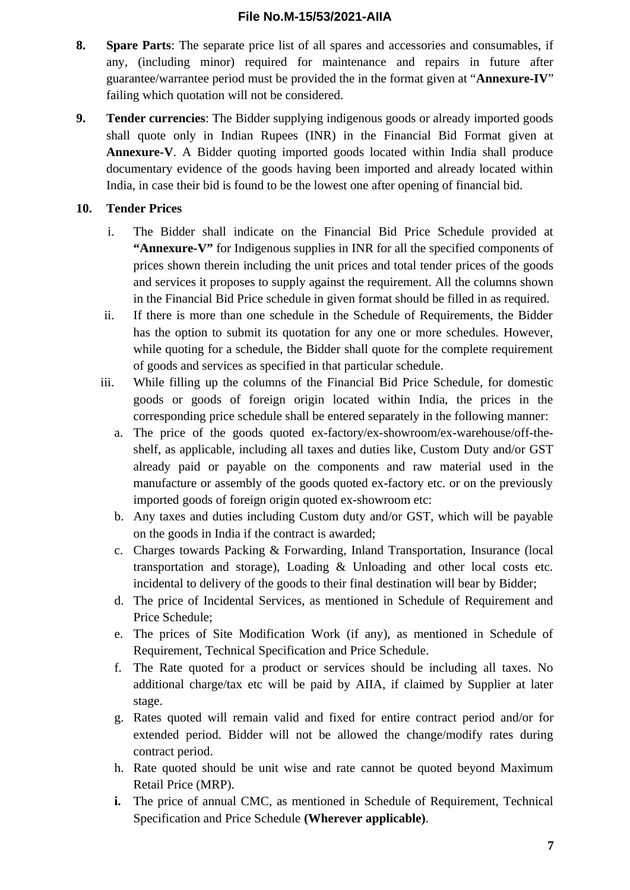8. **Spare Parts**: The separate price list of all spares and accessories and consumables, if any, (including minor) required for maintenance and repairs in future after guarantee/warrantee period must be provided the in the format given at "**Annexure-IV**" failing which quotation will not be considered.

9. **Tender currencies**: The Bidder supplying indigenous goods or already imported goods shall quote only in Indian Rupees (INR) in the Financial Bid Format given at **Annexure-V**. A Bidder quoting imported goods located within India shall produce documentary evidence of the goods having been imported and already located within India, in case their bid is found to be the lowest one after opening of financial bid.

10. **Tender Prices**

    i. The Bidder shall indicate on the Financial Bid Price Schedule provided at **"Annexure-V"** for Indigenous supplies in INR for all the specified components of prices shown therein including the unit prices and total tender prices of the goods and services it proposes to supply against the requirement. All the columns shown in the Financial Bid Price schedule in given format should be filled in as required.

    ii. If there is more than one schedule in the Schedule of Requirements, the Bidder has the option to submit its quotation for any one or more schedules. However, while quoting for a schedule, the Bidder shall quote for the complete requirement of goods and services as specified in that particular schedule.

    iii. While filling up the columns of the Financial Bid Price Schedule, for domestic goods or goods of foreign origin located within India, the prices in the corresponding price schedule shall be entered separately in the following manner:

       a. The price of the goods quoted ex-factory/ex-showroom/ex-warehouse/off-the-shelf, as applicable, including all taxes and duties like, Custom Duty and/or GST already paid or payable on the components and raw material used in the manufacture or assembly of the goods quoted ex-factory etc. or on the previously imported goods of foreign origin quoted ex-showroom etc:

       b. Any taxes and duties including Custom duty and/or GST, which will be payable on the goods in India if the contract is awarded;

       c. Charges towards Packing & Forwarding, Inland Transportation, Insurance (local transportation and storage), Loading & Unloading and other local costs etc. incidental to delivery of the goods to their final destination will bear by Bidder;

       d. The price of Incidental Services, as mentioned in Schedule of Requirement and Price Schedule;

       e. The prices of Site Modification Work (if any), as mentioned in Schedule of Requirement, Technical Specification and Price Schedule.

       f. The Rate quoted for a product or services should be including all taxes. No additional charge/tax etc will be paid by AIIA, if claimed by Supplier at later stage.

       g. Rates quoted will remain valid and fixed for entire contract period and/or for extended period. Bidder will not be allowed the change/modify rates during contract period.

       h. Rate quoted should be unit wise and rate cannot be quoted beyond Maximum Retail Price (MRP).

       **i.** The price of annual CMC, as mentioned in Schedule of Requirement, Technical Specification and Price Schedule **(Wherever applicable)**.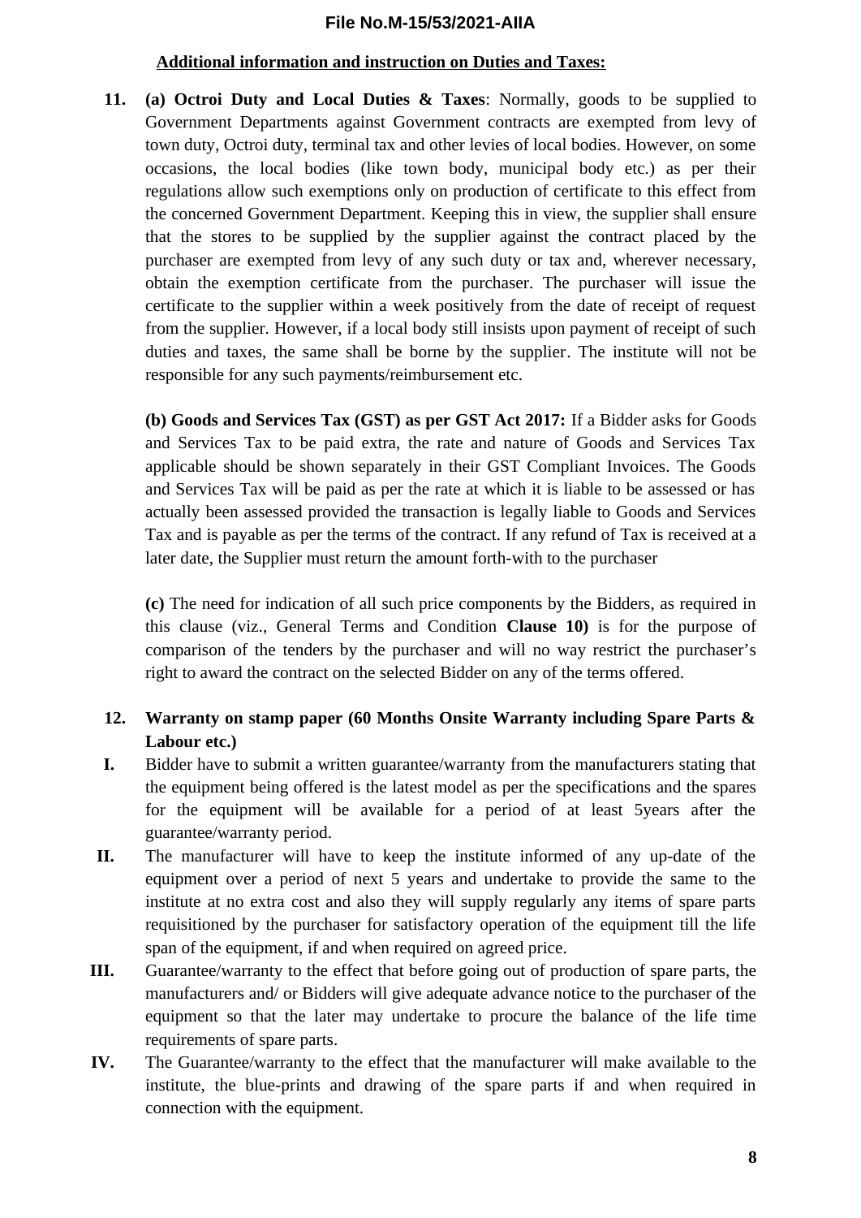**Additional information and instruction on Duties and Taxes:**

**11.** **(a) Octroi Duty and Local Duties & Taxes**: Normally, goods to be supplied to Government Departments against Government contracts are exempted from levy of town duty, Octroi duty, terminal tax and other levies of local bodies. However, on some occasions, the local bodies (like town body, municipal body etc.) as per their regulations allow such exemptions only on production of certificate to this effect from the concerned Government Department. Keeping this in view, the supplier shall ensure that the stores to be supplied by the supplier against the contract placed by the purchaser are exempted from levy of any such duty or tax and, wherever necessary, obtain the exemption certificate from the purchaser. The purchaser will issue the certificate to the supplier within a week positively from the date of receipt of request from the supplier. However, if a local body still insists upon payment of receipt of such duties and taxes, the same shall be borne by the supplier. The institute will not be responsible for any such payments/reimbursement etc.

**(b) Goods and Services Tax (GST) as per GST Act 2017:** If a Bidder asks for Goods and Services Tax to be paid extra, the rate and nature of Goods and Services Tax applicable should be shown separately in their GST Compliant Invoices. The Goods and Services Tax will be paid as per the rate at which it is liable to be assessed or has actually been assessed provided the transaction is legally liable to Goods and Services Tax and is payable as per the terms of the contract. If any refund of Tax is received at a later date, the Supplier must return the amount forth-with to the purchaser

**(c)** The need for indication of all such price components by the Bidders, as required in this clause (viz., General Terms and Condition **Clause 10)** is for the purpose of comparison of the tenders by the purchaser and will no way restrict the purchaser's right to award the contract on the selected Bidder on any of the terms offered.

**12.** **Warranty on stamp paper (60 Months Onsite Warranty including Spare Parts & Labour etc.)**

**I.** Bidder have to submit a written guarantee/warranty from the manufacturers stating that the equipment being offered is the latest model as per the specifications and the spares for the equipment will be available for a period of at least 5years after the guarantee/warranty period.

**II.** The manufacturer will have to keep the institute informed of any up-date of the equipment over a period of next 5 years and undertake to provide the same to the institute at no extra cost and also they will supply regularly any items of spare parts requisitioned by the purchaser for satisfactory operation of the equipment till the life span of the equipment, if and when required on agreed price.

**III.** Guarantee/warranty to the effect that before going out of production of spare parts, the manufacturers and/ or Bidders will give adequate advance notice to the purchaser of the equipment so that the later may undertake to procure the balance of the life time requirements of spare parts.

**IV.** The Guarantee/warranty to the effect that the manufacturer will make available to the institute, the blue-prints and drawing of the spare parts if and when required in connection with the equipment.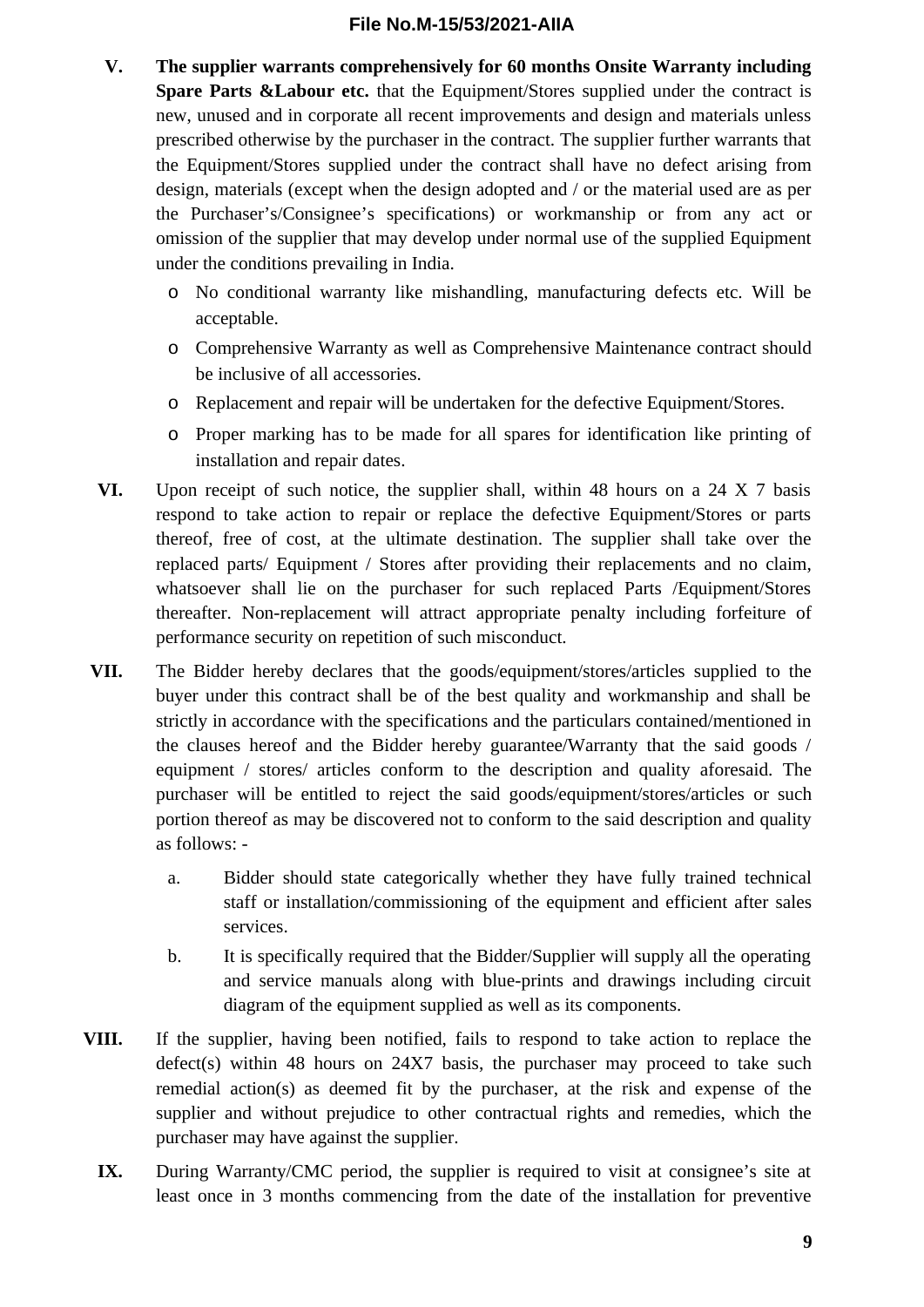**V.** **The supplier warrants comprehensively for 60 months Onsite Warranty including Spare Parts &Labour etc.** that the Equipment/Stores supplied under the contract is new, unused and in corporate all recent improvements and design and materials unless prescribed otherwise by the purchaser in the contract. The supplier further warrants that the Equipment/Stores supplied under the contract shall have no defect arising from design, materials (except when the design adopted and / or the material used are as per the Purchaser's/Consignee's specifications) or workmanship or from any act or omission of the supplier that may develop under normal use of the supplied Equipment under the conditions prevailing in India.

- No conditional warranty like mishandling, manufacturing defects etc. Will be acceptable.
- Comprehensive Warranty as well as Comprehensive Maintenance contract should be inclusive of all accessories.
- Replacement and repair will be undertaken for the defective Equipment/Stores.
- Proper marking has to be made for all spares for identification like printing of installation and repair dates.

**VI.** Upon receipt of such notice, the supplier shall, within 48 hours on a 24 X 7 basis respond to take action to repair or replace the defective Equipment/Stores or parts thereof, free of cost, at the ultimate destination. The supplier shall take over the replaced parts/ Equipment / Stores after providing their replacements and no claim, whatsoever shall lie on the purchaser for such replaced Parts /Equipment/Stores thereafter. Non-replacement will attract appropriate penalty including forfeiture of performance security on repetition of such misconduct.

**VII.** The Bidder hereby declares that the goods/equipment/stores/articles supplied to the buyer under this contract shall be of the best quality and workmanship and shall be strictly in accordance with the specifications and the particulars contained/mentioned in the clauses hereof and the Bidder hereby guarantee/Warranty that the said goods / equipment / stores/ articles conform to the description and quality aforesaid. The purchaser will be entitled to reject the said goods/equipment/stores/articles or such portion thereof as may be discovered not to conform to the said description and quality as follows: -

a. Bidder should state categorically whether they have fully trained technical staff or installation/commissioning of the equipment and efficient after sales services.

b. It is specifically required that the Bidder/Supplier will supply all the operating and service manuals along with blue-prints and drawings including circuit diagram of the equipment supplied as well as its components.

**VIII.** If the supplier, having been notified, fails to respond to take action to replace the defect(s) within 48 hours on 24X7 basis, the purchaser may proceed to take such remedial action(s) as deemed fit by the purchaser, at the risk and expense of the supplier and without prejudice to other contractual rights and remedies, which the purchaser may have against the supplier.

**IX.** During Warranty/CMC period, the supplier is required to visit at consignee's site at least once in 3 months commencing from the date of the installation for preventive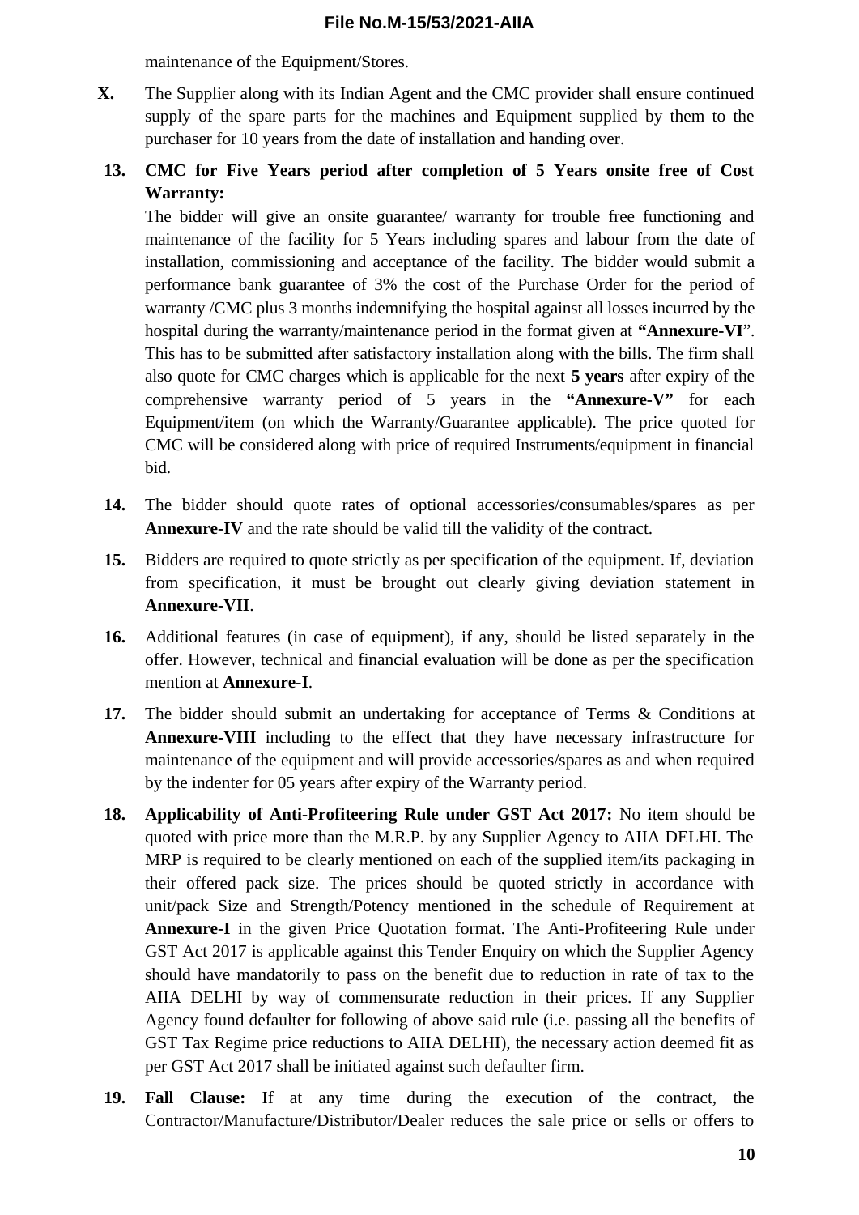maintenance of the Equipment/Stores.

**X.** The Supplier along with its Indian Agent and the CMC provider shall ensure continued supply of the spare parts for the machines and Equipment supplied by them to the purchaser for 10 years from the date of installation and handing over.

**13. CMC for Five Years period after completion of 5 Years onsite free of Cost Warranty:**

The bidder will give an onsite guarantee/ warranty for trouble free functioning and maintenance of the facility for 5 Years including spares and labour from the date of installation, commissioning and acceptance of the facility. The bidder would submit a performance bank guarantee of 3% the cost of the Purchase Order for the period of warranty /CMC plus 3 months indemnifying the hospital against all losses incurred by the hospital during the warranty/maintenance period in the format given at **"Annexure-VI**". This has to be submitted after satisfactory installation along with the bills. The firm shall also quote for CMC charges which is applicable for the next **5 years** after expiry of the comprehensive warranty period of 5 years in the **"Annexure-V"** for each Equipment/item (on which the Warranty/Guarantee applicable). The price quoted for CMC will be considered along with price of required Instruments/equipment in financial bid.

**14.** The bidder should quote rates of optional accessories/consumables/spares as per **Annexure-IV** and the rate should be valid till the validity of the contract.

**15.** Bidders are required to quote strictly as per specification of the equipment. If, deviation from specification, it must be brought out clearly giving deviation statement in **Annexure-VII**.

**16.** Additional features (in case of equipment), if any, should be listed separately in the offer. However, technical and financial evaluation will be done as per the specification mention at **Annexure-I**.

**17.** The bidder should submit an undertaking for acceptance of Terms & Conditions at **Annexure-VIII** including to the effect that they have necessary infrastructure for maintenance of the equipment and will provide accessories/spares as and when required by the indenter for 05 years after expiry of the Warranty period.

**18. Applicability of Anti-Profiteering Rule under GST Act 2017:** No item should be quoted with price more than the M.R.P. by any Supplier Agency to AIIA DELHI. The MRP is required to be clearly mentioned on each of the supplied item/its packaging in their offered pack size. The prices should be quoted strictly in accordance with unit/pack Size and Strength/Potency mentioned in the schedule of Requirement at **Annexure-I** in the given Price Quotation format. The Anti-Profiteering Rule under GST Act 2017 is applicable against this Tender Enquiry on which the Supplier Agency should have mandatorily to pass on the benefit due to reduction in rate of tax to the AIIA DELHI by way of commensurate reduction in their prices. If any Supplier Agency found defaulter for following of above said rule (i.e. passing all the benefits of GST Tax Regime price reductions to AIIA DELHI), the necessary action deemed fit as per GST Act 2017 shall be initiated against such defaulter firm.

**19. Fall Clause:** If at any time during the execution of the contract, the Contractor/Manufacture/Distributor/Dealer reduces the sale price or sells or offers to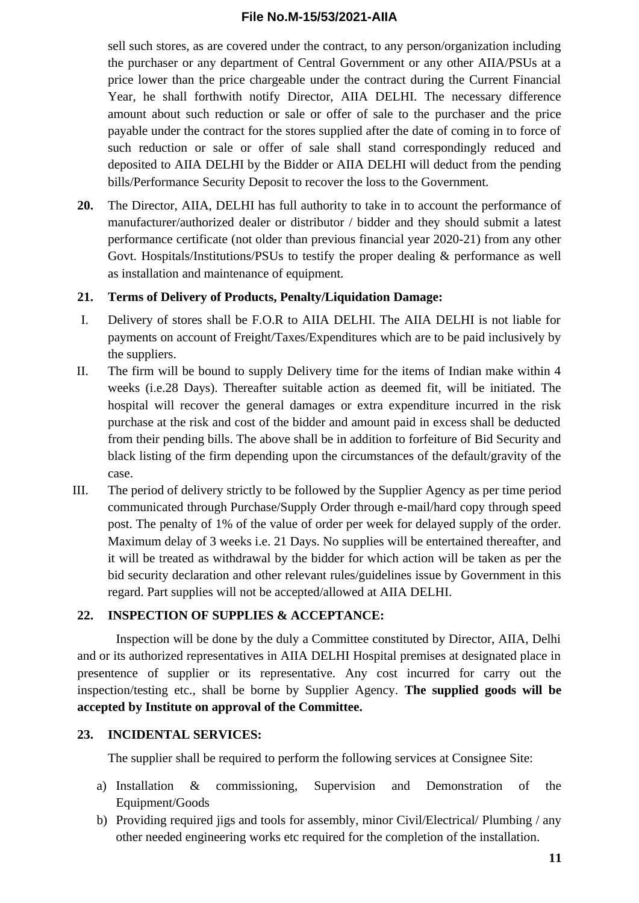sell such stores, as are covered under the contract, to any person/organization including the purchaser or any department of Central Government or any other AIIA/PSUs at a price lower than the price chargeable under the contract during the Current Financial Year, he shall forthwith notify Director, AIIA DELHI. The necessary difference amount about such reduction or sale or offer of sale to the purchaser and the price payable under the contract for the stores supplied after the date of coming in to force of such reduction or sale or offer of sale shall stand correspondingly reduced and deposited to AIIA DELHI by the Bidder or AIIA DELHI will deduct from the pending bills/Performance Security Deposit to recover the loss to the Government.

**20.** The Director, AIIA, DELHI has full authority to take in to account the performance of manufacturer/authorized dealer or distributor / bidder and they should submit a latest performance certificate (not older than previous financial year 2020-21) from any other Govt. Hospitals/Institutions/PSUs to testify the proper dealing & performance as well as installation and maintenance of equipment.

**21. Terms of Delivery of Products, Penalty/Liquidation Damage:**

I. Delivery of stores shall be F.O.R to AIIA DELHI. The AIIA DELHI is not liable for payments on account of Freight/Taxes/Expenditures which are to be paid inclusively by the suppliers.

II. The firm will be bound to supply Delivery time for the items of Indian make within 4 weeks (i.e.28 Days). Thereafter suitable action as deemed fit, will be initiated. The hospital will recover the general damages or extra expenditure incurred in the risk purchase at the risk and cost of the bidder and amount paid in excess shall be deducted from their pending bills. The above shall be in addition to forfeiture of Bid Security and black listing of the firm depending upon the circumstances of the default/gravity of the case.

III. The period of delivery strictly to be followed by the Supplier Agency as per time period communicated through Purchase/Supply Order through e-mail/hard copy through speed post. The penalty of 1% of the value of order per week for delayed supply of the order. Maximum delay of 3 weeks i.e. 21 Days. No supplies will be entertained thereafter, and it will be treated as withdrawal by the bidder for which action will be taken as per the bid security declaration and other relevant rules/guidelines issue by Government in this regard. Part supplies will not be accepted/allowed at AIIA DELHI.

**22. INSPECTION OF SUPPLIES & ACCEPTANCE:**

Inspection will be done by the duly a Committee constituted by Director, AIIA, Delhi and or its authorized representatives in AIIA DELHI Hospital premises at designated place in presentence of supplier or its representative. Any cost incurred for carry out the inspection/testing etc., shall be borne by Supplier Agency. **The supplied goods will be accepted by Institute on approval of the Committee.**

**23. INCIDENTAL SERVICES:**

The supplier shall be required to perform the following services at Consignee Site:

a) Installation & commissioning, Supervision and Demonstration of the Equipment/Goods
b) Providing required jigs and tools for assembly, minor Civil/Electrical/ Plumbing / any other needed engineering works etc required for the completion of the installation.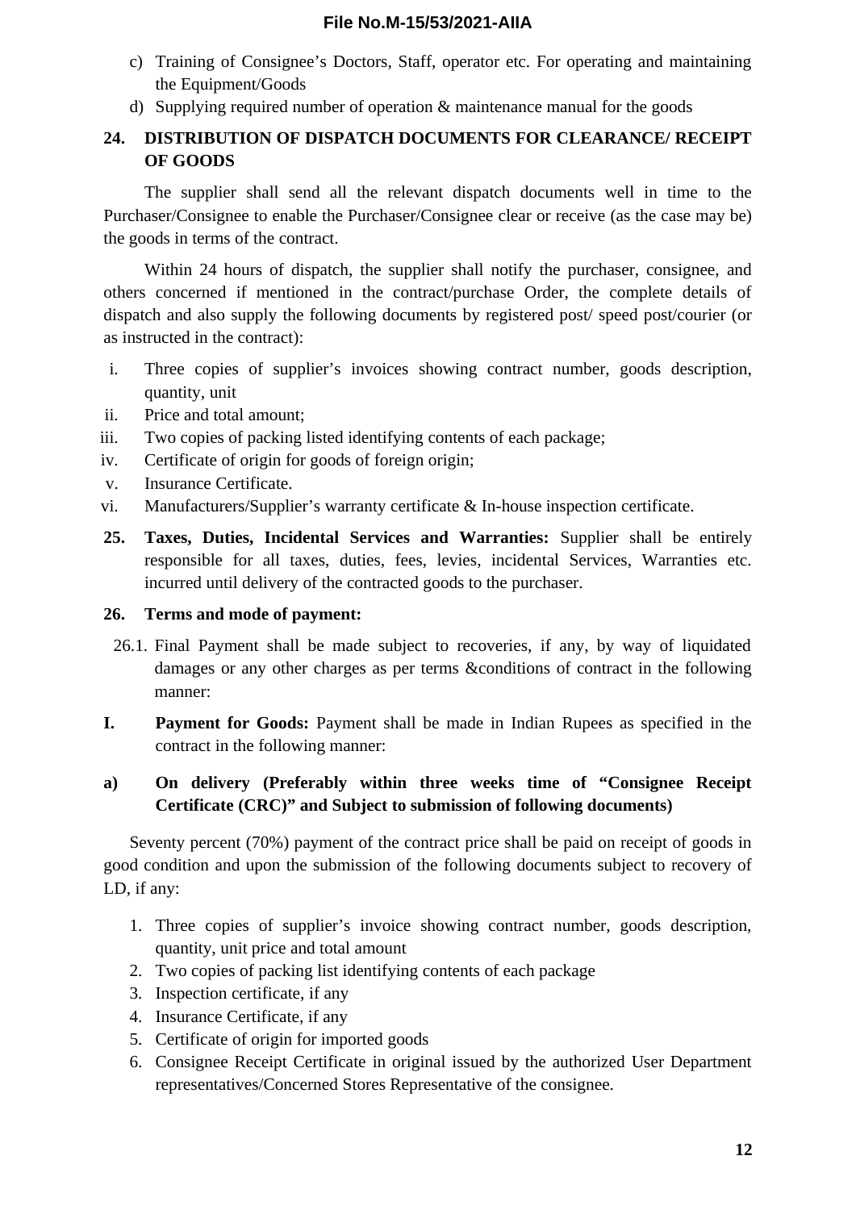c) Training of Consignee's Doctors, Staff, operator etc. For operating and maintaining the Equipment/Goods
d) Supplying required number of operation & maintenance manual for the goods

## 24. DISTRIBUTION OF DISPATCH DOCUMENTS FOR CLEARANCE/ RECEIPT OF GOODS

The supplier shall send all the relevant dispatch documents well in time to the Purchaser/Consignee to enable the Purchaser/Consignee clear or receive (as the case may be) the goods in terms of the contract.

Within 24 hours of dispatch, the supplier shall notify the purchaser, consignee, and others concerned if mentioned in the contract/purchase Order, the complete details of dispatch and also supply the following documents by registered post/ speed post/courier (or as instructed in the contract):

i. Three copies of supplier's invoices showing contract number, goods description, quantity, unit
ii. Price and total amount;
iii. Two copies of packing listed identifying contents of each package;
iv. Certificate of origin for goods of foreign origin;
v. Insurance Certificate.
vi. Manufacturers/Supplier's warranty certificate & In-house inspection certificate.

**25. Taxes, Duties, Incidental Services and Warranties:** Supplier shall be entirely responsible for all taxes, duties, fees, levies, incidental Services, Warranties etc. incurred until delivery of the contracted goods to the purchaser.

## 26. Terms and mode of payment:

26.1. Final Payment shall be made subject to recoveries, if any, by way of liquidated damages or any other charges as per terms &conditions of contract in the following manner:

**I. Payment for Goods:** Payment shall be made in Indian Rupees as specified in the contract in the following manner:

**a) On delivery (Preferably within three weeks time of "Consignee Receipt Certificate (CRC)" and Subject to submission of following documents)**

Seventy percent (70%) payment of the contract price shall be paid on receipt of goods in good condition and upon the submission of the following documents subject to recovery of LD, if any:

1. Three copies of supplier's invoice showing contract number, goods description, quantity, unit price and total amount
2. Two copies of packing list identifying contents of each package
3. Inspection certificate, if any
4. Insurance Certificate, if any
5. Certificate of origin for imported goods
6. Consignee Receipt Certificate in original issued by the authorized User Department representatives/Concerned Stores Representative of the consignee.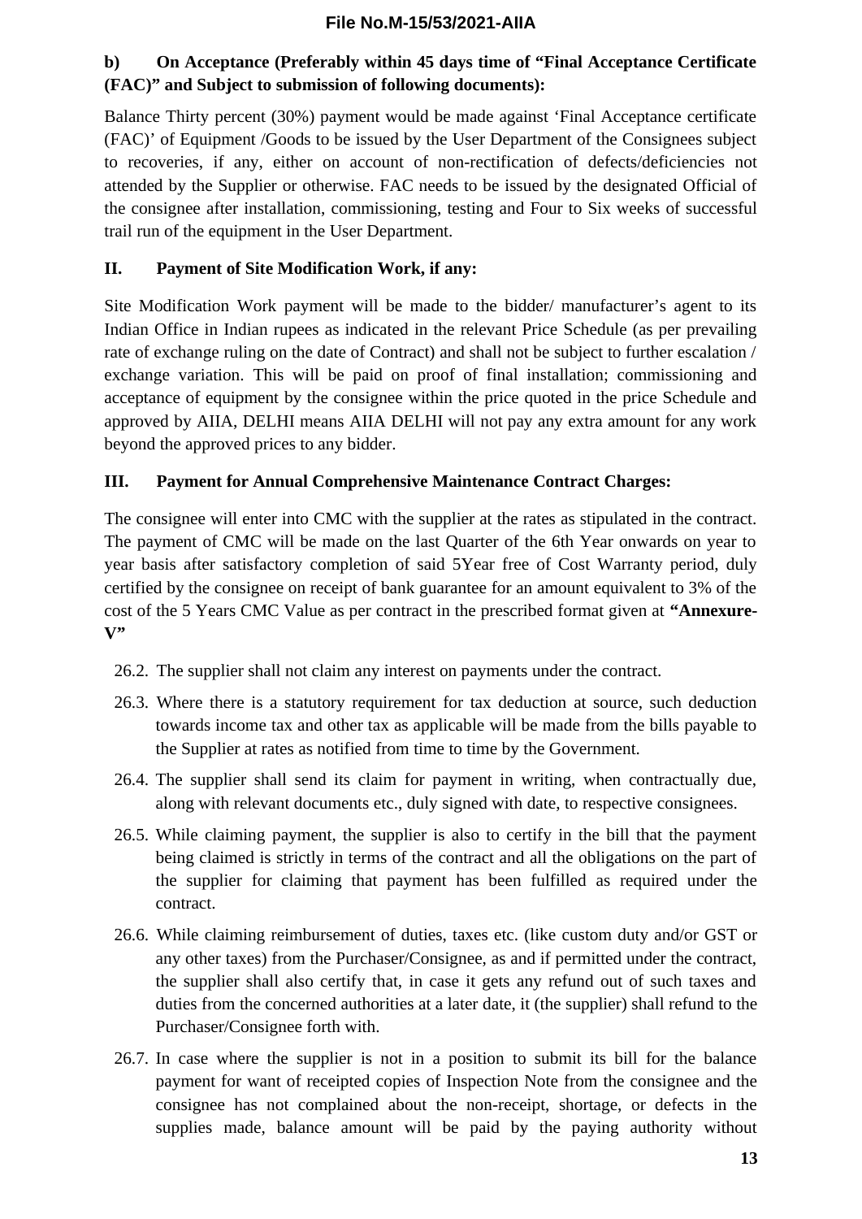**b) On Acceptance (Preferably within 45 days time of "Final Acceptance Certificate (FAC)" and Subject to submission of following documents):**

Balance Thirty percent (30%) payment would be made against 'Final Acceptance certificate (FAC)' of Equipment /Goods to be issued by the User Department of the Consignees subject to recoveries, if any, either on account of non-rectification of defects/deficiencies not attended by the Supplier or otherwise. FAC needs to be issued by the designated Official of the consignee after installation, commissioning, testing and Four to Six weeks of successful trail run of the equipment in the User Department.

**II. Payment of Site Modification Work, if any:**

Site Modification Work payment will be made to the bidder/ manufacturer's agent to its Indian Office in Indian rupees as indicated in the relevant Price Schedule (as per prevailing rate of exchange ruling on the date of Contract) and shall not be subject to further escalation / exchange variation. This will be paid on proof of final installation; commissioning and acceptance of equipment by the consignee within the price quoted in the price Schedule and approved by AIIA, DELHI means AIIA DELHI will not pay any extra amount for any work beyond the approved prices to any bidder.

**III. Payment for Annual Comprehensive Maintenance Contract Charges:**

The consignee will enter into CMC with the supplier at the rates as stipulated in the contract. The payment of CMC will be made on the last Quarter of the 6th Year onwards on year to year basis after satisfactory completion of said 5Year free of Cost Warranty period, duly certified by the consignee on receipt of bank guarantee for an amount equivalent to 3% of the cost of the 5 Years CMC Value as per contract in the prescribed format given at **"Annexure-V"**

26.2. The supplier shall not claim any interest on payments under the contract.

26.3. Where there is a statutory requirement for tax deduction at source, such deduction towards income tax and other tax as applicable will be made from the bills payable to the Supplier at rates as notified from time to time by the Government.

26.4. The supplier shall send its claim for payment in writing, when contractually due, along with relevant documents etc., duly signed with date, to respective consignees.

26.5. While claiming payment, the supplier is also to certify in the bill that the payment being claimed is strictly in terms of the contract and all the obligations on the part of the supplier for claiming that payment has been fulfilled as required under the contract.

26.6. While claiming reimbursement of duties, taxes etc. (like custom duty and/or GST or any other taxes) from the Purchaser/Consignee, as and if permitted under the contract, the supplier shall also certify that, in case it gets any refund out of such taxes and duties from the concerned authorities at a later date, it (the supplier) shall refund to the Purchaser/Consignee forth with.

26.7. In case where the supplier is not in a position to submit its bill for the balance payment for want of receipted copies of Inspection Note from the consignee and the consignee has not complained about the non-receipt, shortage, or defects in the supplies made, balance amount will be paid by the paying authority without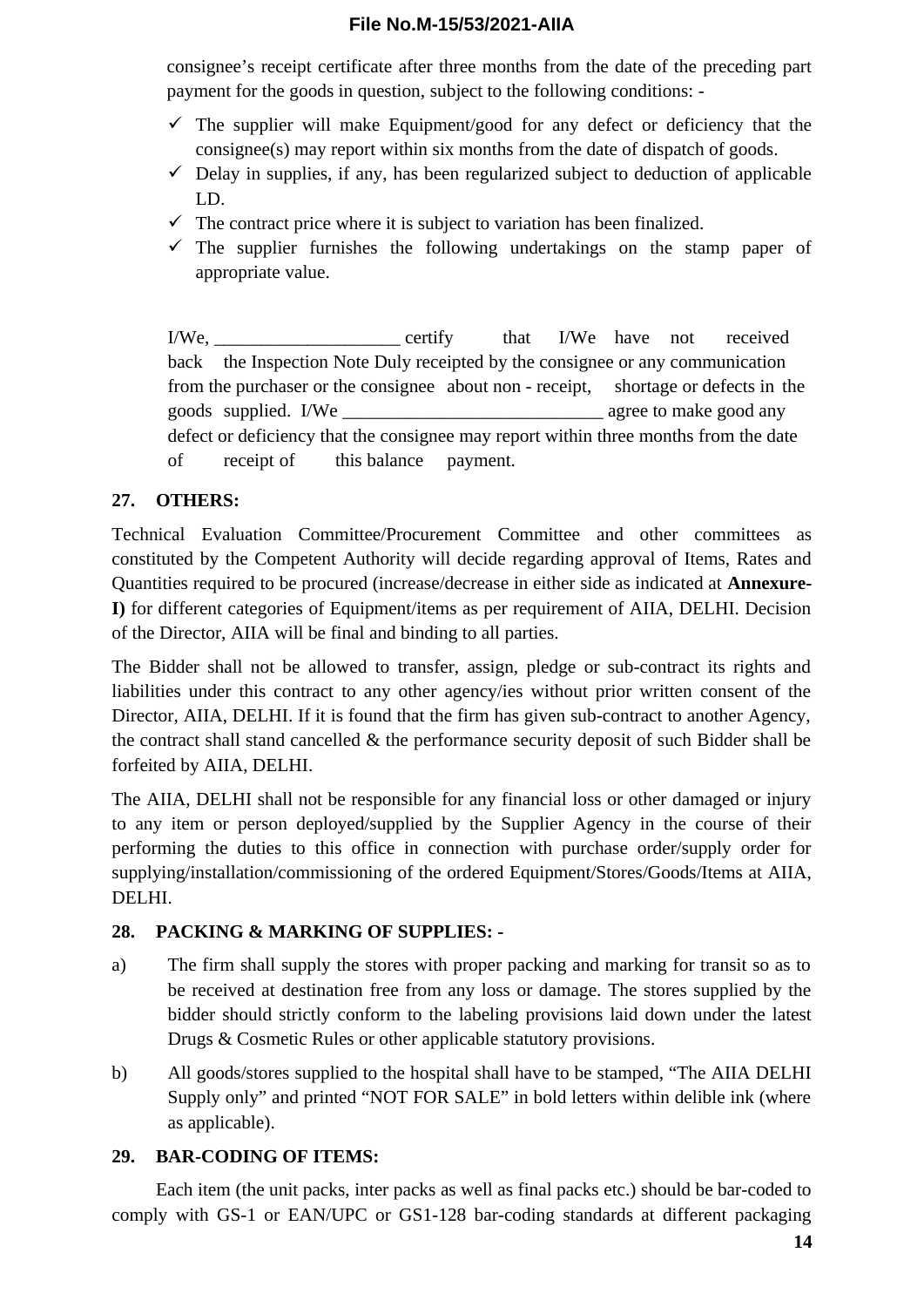consignee's receipt certificate after three months from the date of the preceding part payment for the goods in question, subject to the following conditions: -

- ✓ The supplier will make Equipment/good for any defect or deficiency that the consignee(s) may report within six months from the date of dispatch of goods.
- ✓ Delay in supplies, if any, has been regularized subject to deduction of applicable LD.
- ✓ The contract price where it is subject to variation has been finalized.
- ✓ The supplier furnishes the following undertakings on the stamp paper of appropriate value.

I/We, ____________________ certify that I/We have not received back the Inspection Note Duly receipted by the consignee or any communication from the purchaser or the consignee about non - receipt, shortage or defects in the goods supplied. I/We ____________________________ agree to make good any defect or deficiency that the consignee may report within three months from the date of receipt of this balance payment.

**27. OTHERS:**

Technical Evaluation Committee/Procurement Committee and other committees as constituted by the Competent Authority will decide regarding approval of Items, Rates and Quantities required to be procured (increase/decrease in either side as indicated at **Annexure-I)** for different categories of Equipment/items as per requirement of AIIA, DELHI. Decision of the Director, AIIA will be final and binding to all parties.

The Bidder shall not be allowed to transfer, assign, pledge or sub-contract its rights and liabilities under this contract to any other agency/ies without prior written consent of the Director, AIIA, DELHI. If it is found that the firm has given sub-contract to another Agency, the contract shall stand cancelled & the performance security deposit of such Bidder shall be forfeited by AIIA, DELHI.

The AIIA, DELHI shall not be responsible for any financial loss or other damaged or injury to any item or person deployed/supplied by the Supplier Agency in the course of their performing the duties to this office in connection with purchase order/supply order for supplying/installation/commissioning of the ordered Equipment/Stores/Goods/Items at AIIA, DELHI.

**28. PACKING & MARKING OF SUPPLIES: -**

a) The firm shall supply the stores with proper packing and marking for transit so as to be received at destination free from any loss or damage. The stores supplied by the bidder should strictly conform to the labeling provisions laid down under the latest Drugs & Cosmetic Rules or other applicable statutory provisions.

b) All goods/stores supplied to the hospital shall have to be stamped, "The AIIA DELHI Supply only" and printed "NOT FOR SALE" in bold letters within delible ink (where as applicable).

**29. BAR-CODING OF ITEMS:**

Each item (the unit packs, inter packs as well as final packs etc.) should be bar-coded to comply with GS-1 or EAN/UPC or GS1-128 bar-coding standards at different packaging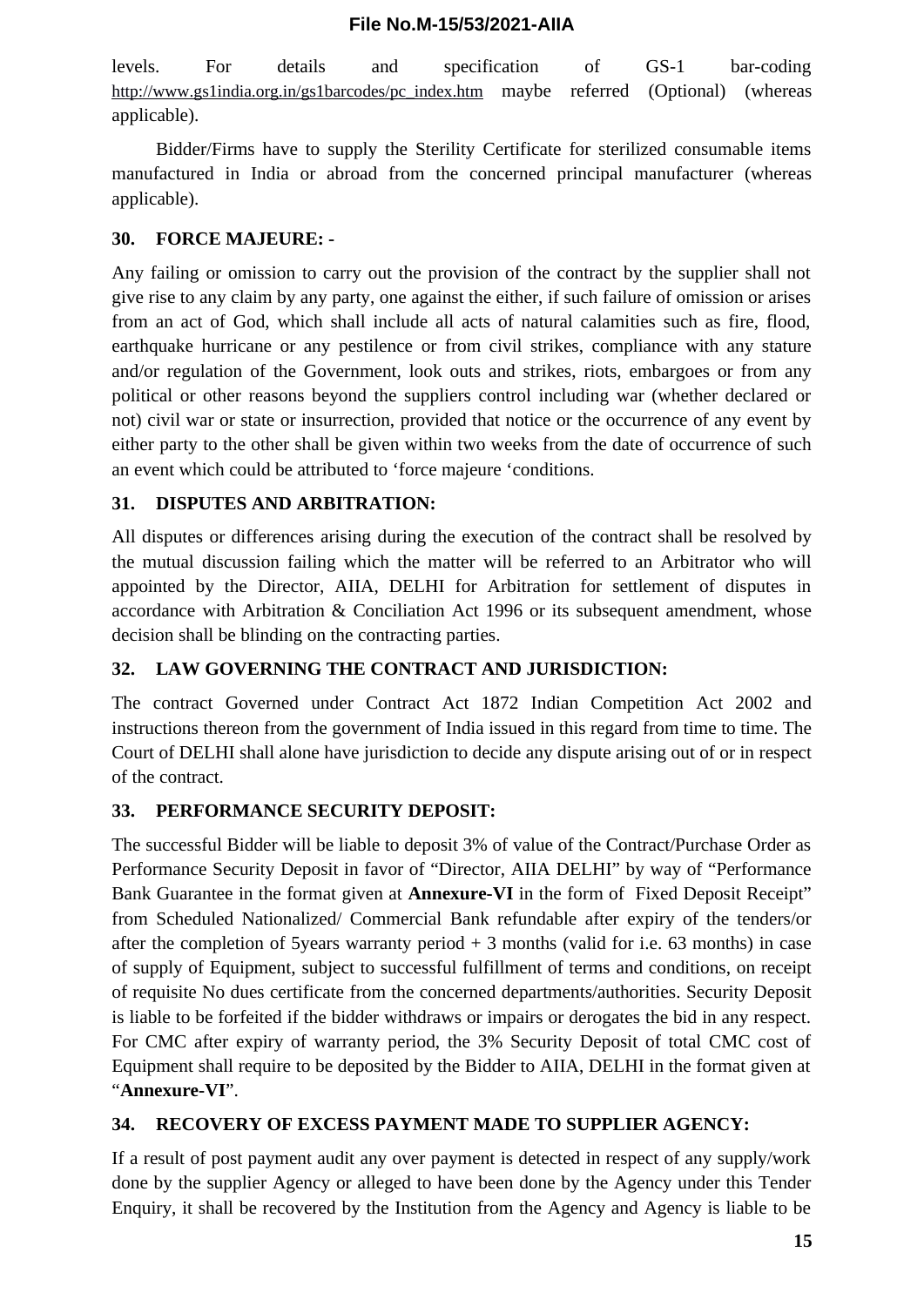levels. For details and specification of GS-1 bar-coding http://www.gs1india.org.in/gs1barcodes/pc_index.htm maybe referred (Optional) (whereas applicable).

Bidder/Firms have to supply the Sterility Certificate for sterilized consumable items manufactured in India or abroad from the concerned principal manufacturer (whereas applicable).

## 30. FORCE MAJEURE: -

Any failing or omission to carry out the provision of the contract by the supplier shall not give rise to any claim by any party, one against the either, if such failure of omission or arises from an act of God, which shall include all acts of natural calamities such as fire, flood, earthquake hurricane or any pestilence or from civil strikes, compliance with any stature and/or regulation of the Government, look outs and strikes, riots, embargoes or from any political or other reasons beyond the suppliers control including war (whether declared or not) civil war or state or insurrection, provided that notice or the occurrence of any event by either party to the other shall be given within two weeks from the date of occurrence of such an event which could be attributed to 'force majeure 'conditions.

## 31. DISPUTES AND ARBITRATION:

All disputes or differences arising during the execution of the contract shall be resolved by the mutual discussion failing which the matter will be referred to an Arbitrator who will appointed by the Director, AIIA, DELHI for Arbitration for settlement of disputes in accordance with Arbitration & Conciliation Act 1996 or its subsequent amendment, whose decision shall be blinding on the contracting parties.

## 32. LAW GOVERNING THE CONTRACT AND JURISDICTION:

The contract Governed under Contract Act 1872 Indian Competition Act 2002 and instructions thereon from the government of India issued in this regard from time to time. The Court of DELHI shall alone have jurisdiction to decide any dispute arising out of or in respect of the contract.

## 33. PERFORMANCE SECURITY DEPOSIT:

The successful Bidder will be liable to deposit 3% of value of the Contract/Purchase Order as Performance Security Deposit in favor of "Director, AIIA DELHI" by way of "Performance Bank Guarantee in the format given at **Annexure-VI** in the form of Fixed Deposit Receipt" from Scheduled Nationalized/ Commercial Bank refundable after expiry of the tenders/or after the completion of 5years warranty period + 3 months (valid for i.e. 63 months) in case of supply of Equipment, subject to successful fulfillment of terms and conditions, on receipt of requisite No dues certificate from the concerned departments/authorities. Security Deposit is liable to be forfeited if the bidder withdraws or impairs or derogates the bid in any respect. For CMC after expiry of warranty period, the 3% Security Deposit of total CMC cost of Equipment shall require to be deposited by the Bidder to AIIA, DELHI in the format given at "**Annexure-VI**".

## 34. RECOVERY OF EXCESS PAYMENT MADE TO SUPPLIER AGENCY:

If a result of post payment audit any over payment is detected in respect of any supply/work done by the supplier Agency or alleged to have been done by the Agency under this Tender Enquiry, it shall be recovered by the Institution from the Agency and Agency is liable to be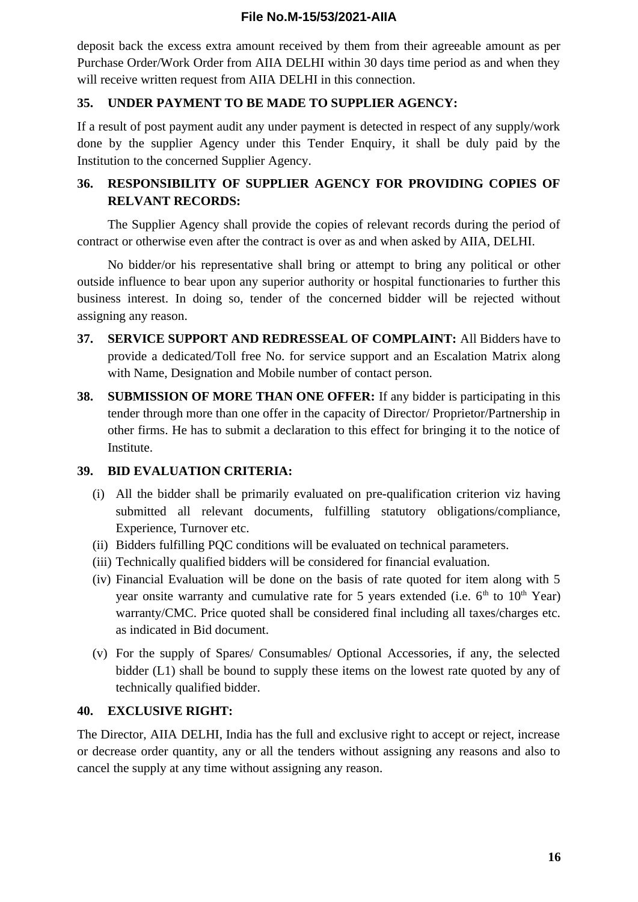deposit back the excess extra amount received by them from their agreeable amount as per Purchase Order/Work Order from AIIA DELHI within 30 days time period as and when they will receive written request from AIIA DELHI in this connection.

**35. UNDER PAYMENT TO BE MADE TO SUPPLIER AGENCY:**

If a result of post payment audit any under payment is detected in respect of any supply/work done by the supplier Agency under this Tender Enquiry, it shall be duly paid by the Institution to the concerned Supplier Agency.

**36. RESPONSIBILITY OF SUPPLIER AGENCY FOR PROVIDING COPIES OF RELVANT RECORDS:**

The Supplier Agency shall provide the copies of relevant records during the period of contract or otherwise even after the contract is over as and when asked by AIIA, DELHI.

No bidder/or his representative shall bring or attempt to bring any political or other outside influence to bear upon any superior authority or hospital functionaries to further this business interest. In doing so, tender of the concerned bidder will be rejected without assigning any reason.

**37. SERVICE SUPPORT AND REDRESSEAL OF COMPLAINT:** All Bidders have to provide a dedicated/Toll free No. for service support and an Escalation Matrix along with Name, Designation and Mobile number of contact person.

**38. SUBMISSION OF MORE THAN ONE OFFER:** If any bidder is participating in this tender through more than one offer in the capacity of Director/ Proprietor/Partnership in other firms. He has to submit a declaration to this effect for bringing it to the notice of Institute.

**39. BID EVALUATION CRITERIA:**

(i) All the bidder shall be primarily evaluated on pre-qualification criterion viz having submitted all relevant documents, fulfilling statutory obligations/compliance, Experience, Turnover etc.

(ii) Bidders fulfilling PQC conditions will be evaluated on technical parameters.

(iii) Technically qualified bidders will be considered for financial evaluation.

(iv) Financial Evaluation will be done on the basis of rate quoted for item along with 5 year onsite warranty and cumulative rate for 5 years extended (i.e. 6th to 10th Year) warranty/CMC. Price quoted shall be considered final including all taxes/charges etc. as indicated in Bid document.

(v) For the supply of Spares/ Consumables/ Optional Accessories, if any, the selected bidder (L1) shall be bound to supply these items on the lowest rate quoted by any of technically qualified bidder.

**40. EXCLUSIVE RIGHT:**

The Director, AIIA DELHI, India has the full and exclusive right to accept or reject, increase or decrease order quantity, any or all the tenders without assigning any reasons and also to cancel the supply at any time without assigning any reason.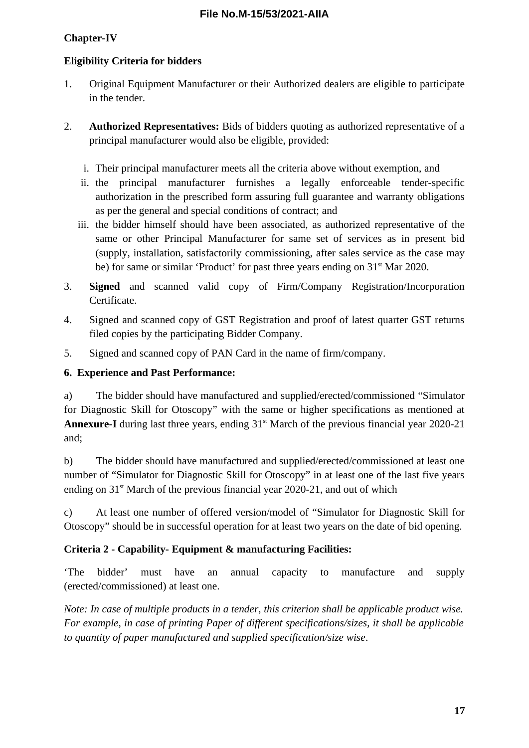**Chapter-IV**

**Eligibility Criteria for bidders**

1. Original Equipment Manufacturer or their Authorized dealers are eligible to participate in the tender.

2. **Authorized Representatives:** Bids of bidders quoting as authorized representative of a principal manufacturer would also be eligible, provided:

   i. Their principal manufacturer meets all the criteria above without exemption, and

   ii. the principal manufacturer furnishes a legally enforceable tender-specific authorization in the prescribed form assuring full guarantee and warranty obligations as per the general and special conditions of contract; and

   iii. the bidder himself should have been associated, as authorized representative of the same or other Principal Manufacturer for same set of services as in present bid (supply, installation, satisfactorily commissioning, after sales service as the case may be) for same or similar 'Product' for past three years ending on 31st Mar 2020.

3. **Signed** and scanned valid copy of Firm/Company Registration/Incorporation Certificate.

4. Signed and scanned copy of GST Registration and proof of latest quarter GST returns filed copies by the participating Bidder Company.

5. Signed and scanned copy of PAN Card in the name of firm/company.

**6. Experience and Past Performance:**

a) The bidder should have manufactured and supplied/erected/commissioned "Simulator for Diagnostic Skill for Otoscopy" with the same or higher specifications as mentioned at **Annexure-I** during last three years, ending 31st March of the previous financial year 2020-21 and;

b) The bidder should have manufactured and supplied/erected/commissioned at least one number of "Simulator for Diagnostic Skill for Otoscopy" in at least one of the last five years ending on 31st March of the previous financial year 2020-21, and out of which

c) At least one number of offered version/model of "Simulator for Diagnostic Skill for Otoscopy" should be in successful operation for at least two years on the date of bid opening.

**Criteria 2 - Capability- Equipment & manufacturing Facilities:**

'The bidder' must have an annual capacity to manufacture and supply (erected/commissioned) at least one.

*Note: In case of multiple products in a tender, this criterion shall be applicable product wise. For example, in case of printing Paper of different specifications/sizes, it shall be applicable to quantity of paper manufactured and supplied specification/size wise.*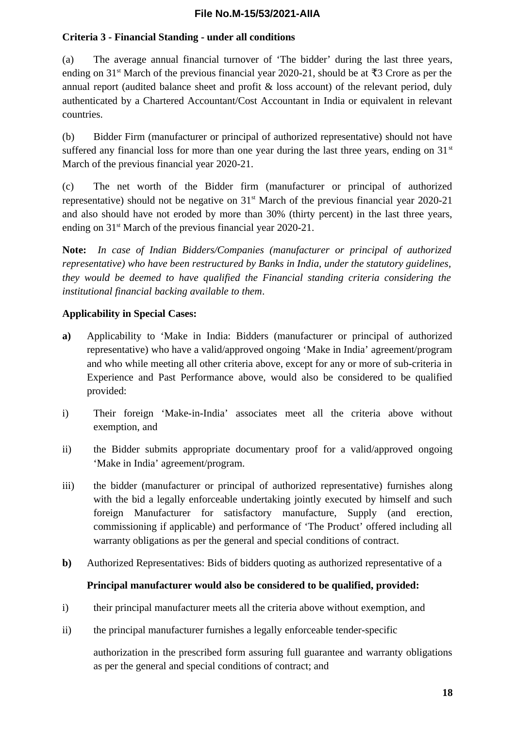**Criteria 3 - Financial Standing - under all conditions**

(a) The average annual financial turnover of 'The bidder' during the last three years, ending on 31st March of the previous financial year 2020-21, should be at ₹3 Crore as per the annual report (audited balance sheet and profit & loss account) of the relevant period, duly authenticated by a Chartered Accountant/Cost Accountant in India or equivalent in relevant countries.

(b) Bidder Firm (manufacturer or principal of authorized representative) should not have suffered any financial loss for more than one year during the last three years, ending on 31st March of the previous financial year 2020-21.

(c) The net worth of the Bidder firm (manufacturer or principal of authorized representative) should not be negative on 31st March of the previous financial year 2020-21 and also should have not eroded by more than 30% (thirty percent) in the last three years, ending on 31st March of the previous financial year 2020-21.

**Note:** *In case of Indian Bidders/Companies (manufacturer or principal of authorized representative) who have been restructured by Banks in India, under the statutory guidelines, they would be deemed to have qualified the Financial standing criteria considering the institutional financial backing available to them*.

**Applicability in Special Cases:**

**a)** Applicability to 'Make in India: Bidders (manufacturer or principal of authorized representative) who have a valid/approved ongoing 'Make in India' agreement/program and who while meeting all other criteria above, except for any or more of sub-criteria in Experience and Past Performance above, would also be considered to be qualified provided:

i) Their foreign 'Make-in-India' associates meet all the criteria above without exemption, and

ii) the Bidder submits appropriate documentary proof for a valid/approved ongoing 'Make in India' agreement/program.

iii) the bidder (manufacturer or principal of authorized representative) furnishes along with the bid a legally enforceable undertaking jointly executed by himself and such foreign Manufacturer for satisfactory manufacture, Supply (and erection, commissioning if applicable) and performance of 'The Product' offered including all warranty obligations as per the general and special conditions of contract.

**b)** Authorized Representatives: Bids of bidders quoting as authorized representative of a

**Principal manufacturer would also be considered to be qualified, provided:**

i) their principal manufacturer meets all the criteria above without exemption, and

ii) the principal manufacturer furnishes a legally enforceable tender-specific

authorization in the prescribed form assuring full guarantee and warranty obligations as per the general and special conditions of contract; and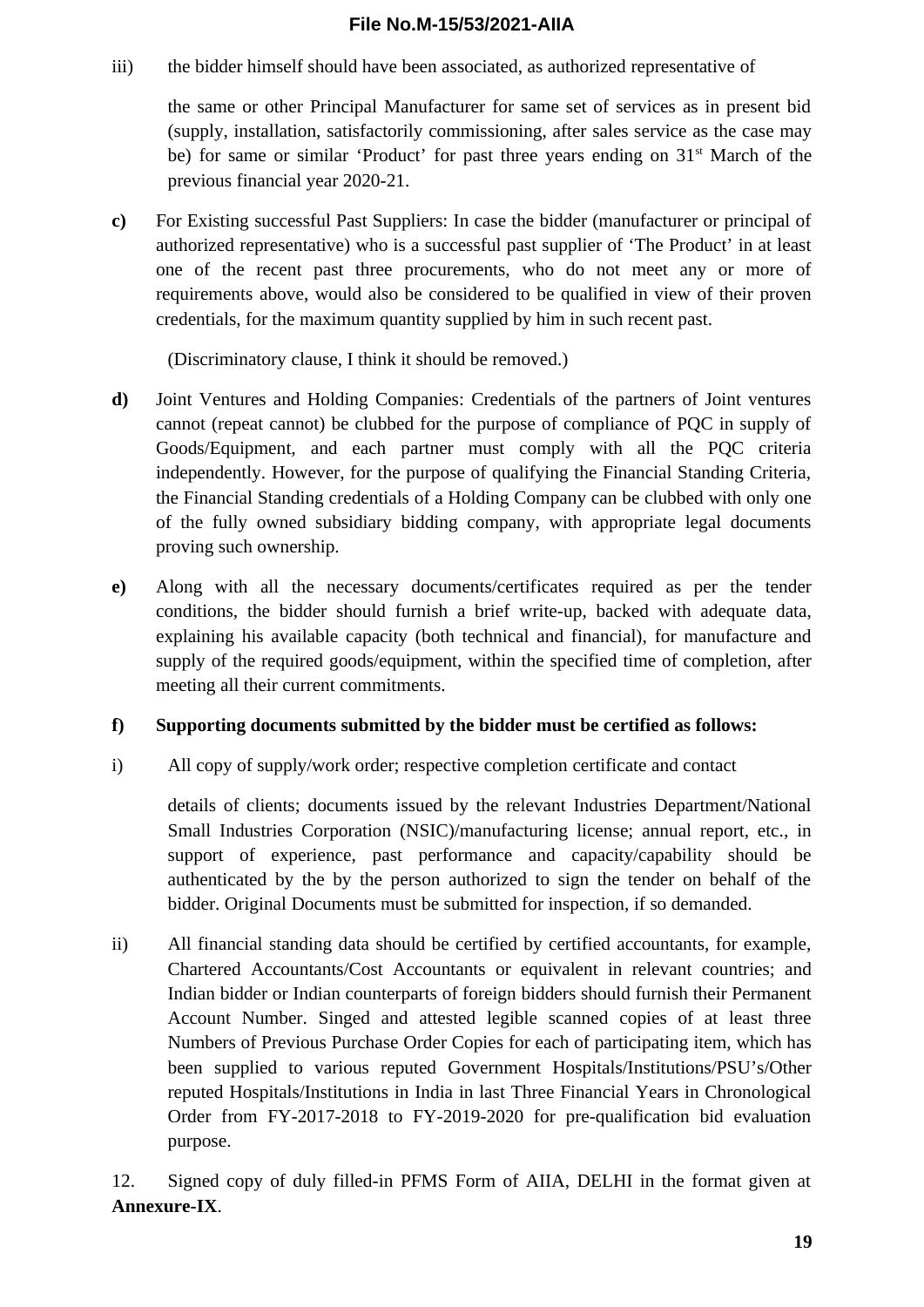iii) the bidder himself should have been associated, as authorized representative of

the same or other Principal Manufacturer for same set of services as in present bid (supply, installation, satisfactorily commissioning, after sales service as the case may be) for same or similar 'Product' for past three years ending on 31st March of the previous financial year 2020-21.

**c)** For Existing successful Past Suppliers: In case the bidder (manufacturer or principal of authorized representative) who is a successful past supplier of 'The Product' in at least one of the recent past three procurements, who do not meet any or more of requirements above, would also be considered to be qualified in view of their proven credentials, for the maximum quantity supplied by him in such recent past.

(Discriminatory clause, I think it should be removed.)

**d)** Joint Ventures and Holding Companies: Credentials of the partners of Joint ventures cannot (repeat cannot) be clubbed for the purpose of compliance of PQC in supply of Goods/Equipment, and each partner must comply with all the PQC criteria independently. However, for the purpose of qualifying the Financial Standing Criteria, the Financial Standing credentials of a Holding Company can be clubbed with only one of the fully owned subsidiary bidding company, with appropriate legal documents proving such ownership.

**e)** Along with all the necessary documents/certificates required as per the tender conditions, the bidder should furnish a brief write-up, backed with adequate data, explaining his available capacity (both technical and financial), for manufacture and supply of the required goods/equipment, within the specified time of completion, after meeting all their current commitments.

**f) Supporting documents submitted by the bidder must be certified as follows:**

i) All copy of supply/work order; respective completion certificate and contact

details of clients; documents issued by the relevant Industries Department/National Small Industries Corporation (NSIC)/manufacturing license; annual report, etc., in support of experience, past performance and capacity/capability should be authenticated by the by the person authorized to sign the tender on behalf of the bidder. Original Documents must be submitted for inspection, if so demanded.

ii) All financial standing data should be certified by certified accountants, for example, Chartered Accountants/Cost Accountants or equivalent in relevant countries; and Indian bidder or Indian counterparts of foreign bidders should furnish their Permanent Account Number. Singed and attested legible scanned copies of at least three Numbers of Previous Purchase Order Copies for each of participating item, which has been supplied to various reputed Government Hospitals/Institutions/PSU's/Other reputed Hospitals/Institutions in India in last Three Financial Years in Chronological Order from FY-2017-2018 to FY-2019-2020 for pre-qualification bid evaluation purpose.

12. Signed copy of duly filled-in PFMS Form of AIIA, DELHI in the format given at **Annexure-IX**.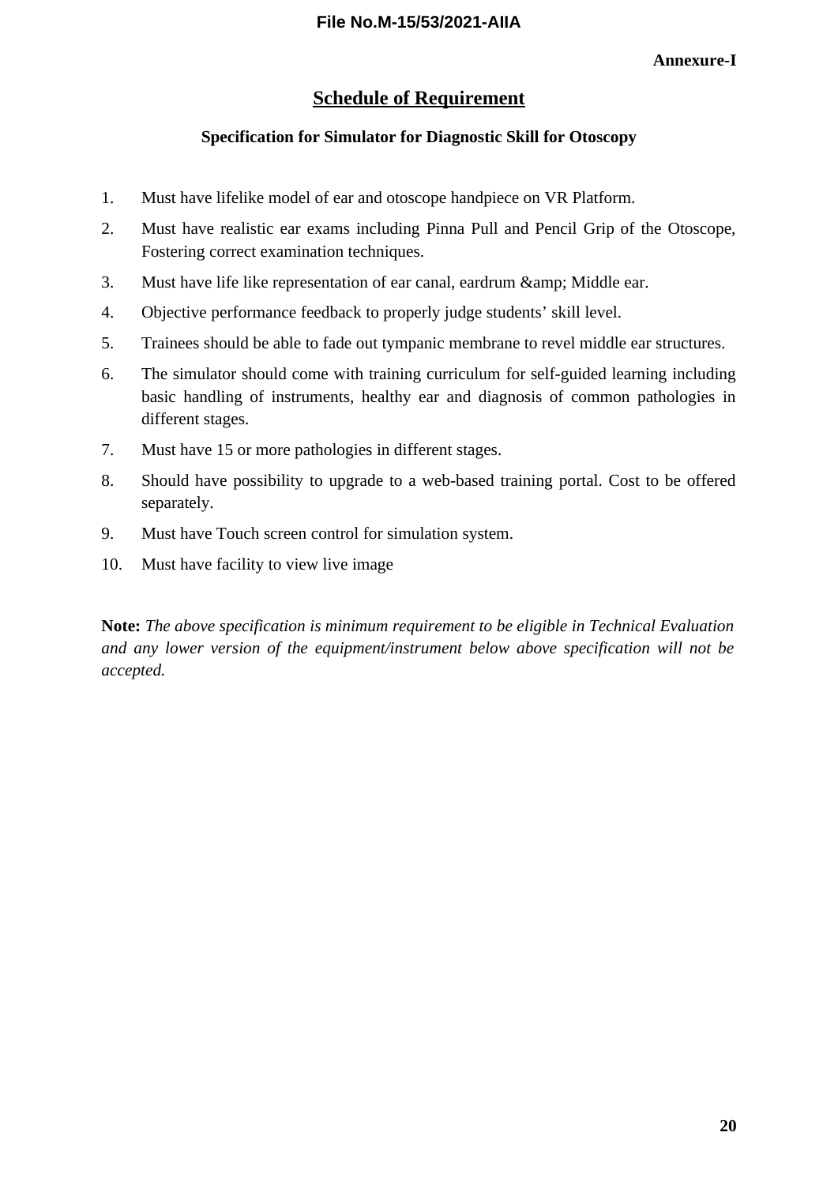**Annexure-I**

## Schedule of Requirement

### Specification for Simulator for Diagnostic Skill for Otoscopy

1. Must have lifelike model of ear and otoscope handpiece on VR Platform.
2. Must have realistic ear exams including Pinna Pull and Pencil Grip of the Otoscope, Fostering correct examination techniques.
3. Must have life like representation of ear canal, eardrum &amp; Middle ear.
4. Objective performance feedback to properly judge students' skill level.
5. Trainees should be able to fade out tympanic membrane to revel middle ear structures.
6. The simulator should come with training curriculum for self-guided learning including basic handling of instruments, healthy ear and diagnosis of common pathologies in different stages.
7. Must have 15 or more pathologies in different stages.
8. Should have possibility to upgrade to a web-based training portal. Cost to be offered separately.
9. Must have Touch screen control for simulation system.
10. Must have facility to view live image

**Note:** *The above specification is minimum requirement to be eligible in Technical Evaluation and any lower version of the equipment/instrument below above specification will not be accepted.*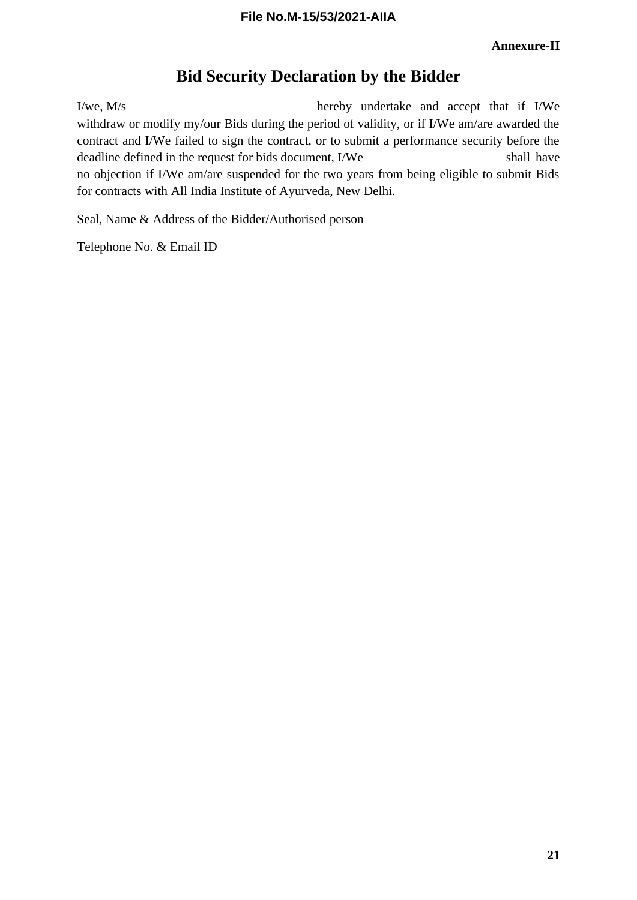**Annexure-II**

# Bid Security Declaration by the Bidder

I/we, M/s ______________________________ hereby undertake and accept that if I/We withdraw or modify my/our Bids during the period of validity, or if I/We am/are awarded the contract and I/We failed to sign the contract, or to submit a performance security before the deadline defined in the request for bids document, I/We _____________________ shall have no objection if I/We am/are suspended for the two years from being eligible to submit Bids for contracts with All India Institute of Ayurveda, New Delhi.

Seal, Name & Address of the Bidder/Authorised person

Telephone No. & Email ID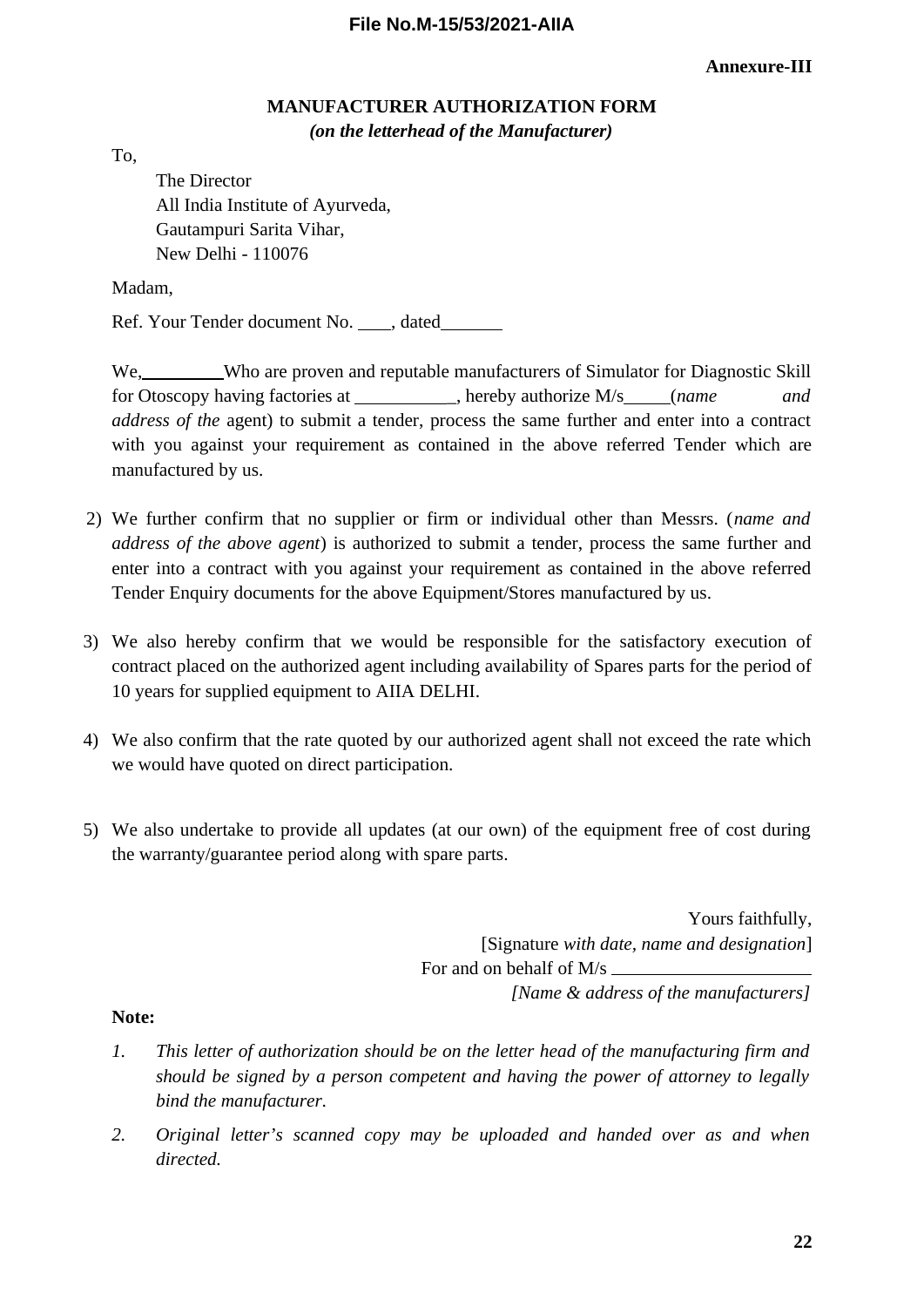**Annexure-III**

**MANUFACTURER AUTHORIZATION FORM**
***(on the letterhead of the Manufacturer)***

To,

The Director
All India Institute of Ayurveda,
Gautampuri Sarita Vihar,
New Delhi - 110076

Madam,

Ref. Your Tender document No. ____, dated_______

We,_________Who are proven and reputable manufacturers of Simulator for Diagnostic Skill for Otoscopy having factories at ___________, hereby authorize M/s_____(*name and address of the* agent) to submit a tender, process the same further and enter into a contract with you against your requirement as contained in the above referred Tender which are manufactured by us.

2) We further confirm that no supplier or firm or individual other than Messrs. (*name and address of the above agent*) is authorized to submit a tender, process the same further and enter into a contract with you against your requirement as contained in the above referred Tender Enquiry documents for the above Equipment/Stores manufactured by us.

3) We also hereby confirm that we would be responsible for the satisfactory execution of contract placed on the authorized agent including availability of Spares parts for the period of 10 years for supplied equipment to AIIA DELHI.

4) We also confirm that the rate quoted by our authorized agent shall not exceed the rate which we would have quoted on direct participation.

5) We also undertake to provide all updates (at our own) of the equipment free of cost during the warranty/guarantee period along with spare parts.

Yours faithfully,
[Signature *with date, name and designation*]
For and on behalf of M/s ______________________
*[Name & address of the manufacturers]*

**Note:**

1. *This letter of authorization should be on the letter head of the manufacturing firm and should be signed by a person competent and having the power of attorney to legally bind the manufacturer.*
2. *Original letter's scanned copy may be uploaded and handed over as and when directed.*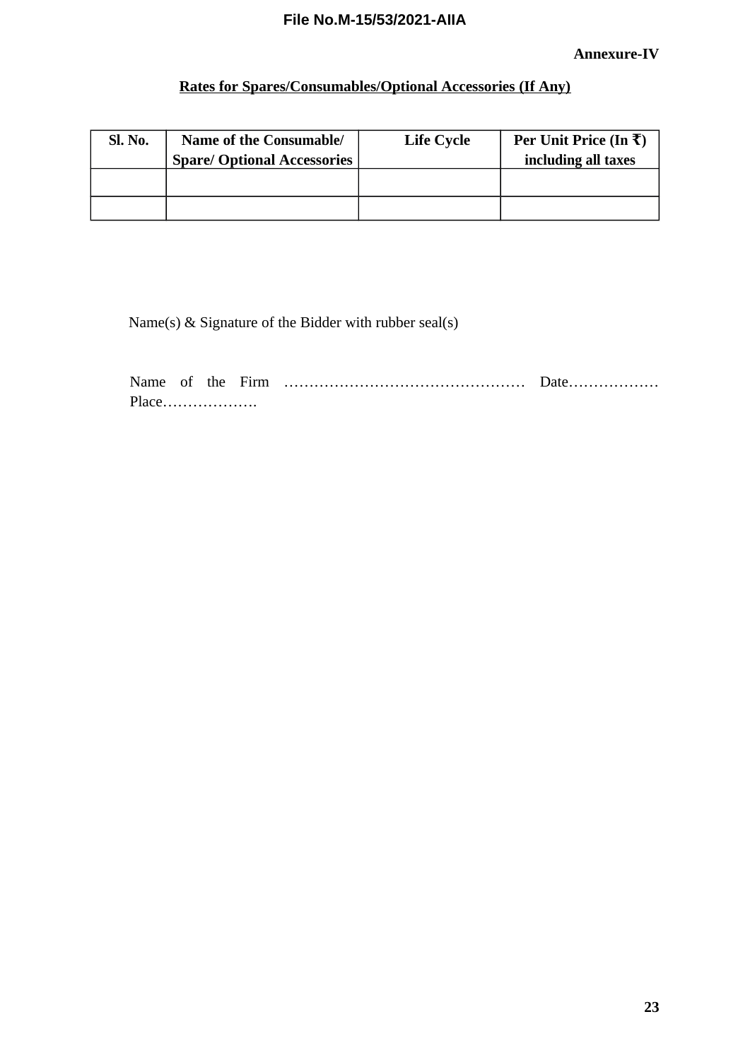**Annexure-IV**

## Rates for Spares/Consumables/Optional Accessories (If Any)

| Sl. No. | Name of the Consumable/ Spare/ Optional Accessories | Life Cycle | Per Unit Price (In ₹) including all taxes |
|---|---|---|---|
| | | | |
| | | | |

Name(s) & Signature of the Bidder with rubber seal(s)

Name of the Firm ………………………………………… Date……………… Place……………….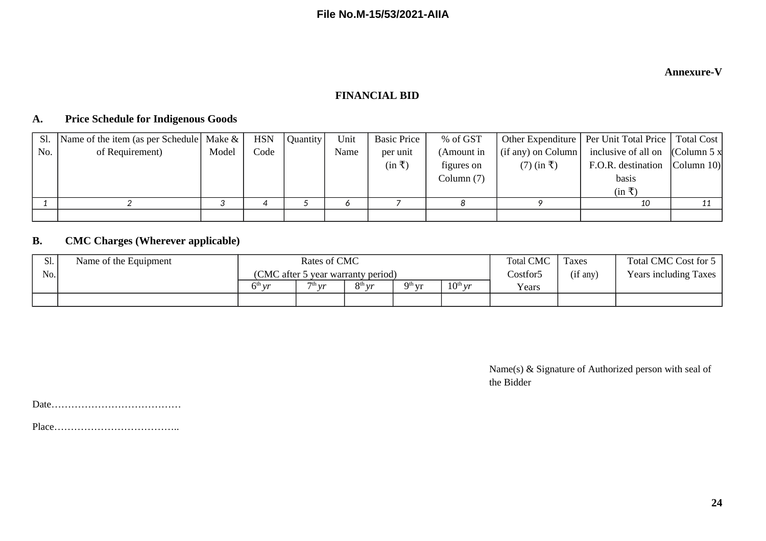File No.M-15/53/2021-AIIA

**Annexure-V**

## FINANCIAL BID

### A. Price Schedule for Indigenous Goods

| Sl. No. | Name of the item (as per Schedule of Requirement) | Make & Model | HSN Code | Quantity | Unit Name | Basic Price per unit (in ₹) | % of GST (Amount in figures on Column (7) | Other Expenditure (if any) on Column (7) (in ₹) | Per Unit Total Price inclusive of all on F.O.R. destination basis (in ₹) | Total Cost (Column 5 x Column 10) |
|---|---|---|---|---|---|---|---|---|---|---|
| *1* | *2* | *3* | *4* | *5* | *6* | *7* | *8* | *9* | *10* | *11* |
| | | | | | | | | | | |

### B. CMC Charges (Wherever applicable)

| Sl. No. | Name of the Equipment | Rates of CMC (CMC after 5 year warranty period) | | | | | Total CMC Costfor5 Years | Taxes (if any) | Total CMC Cost for 5 Years including Taxes |
|---|---|---|---|---|---|---|---|---|---|
| | | $6^{th}$ *yr* | $7^{th}$ *yr* | $8^{th}$ *yr* | $9^{th}$ yr | $10^{th}$ *yr* | | | |
| | | | | | | | | | |

Name(s) & Signature of Authorized person with seal of the Bidder

Date…………………………………

Place………………………………..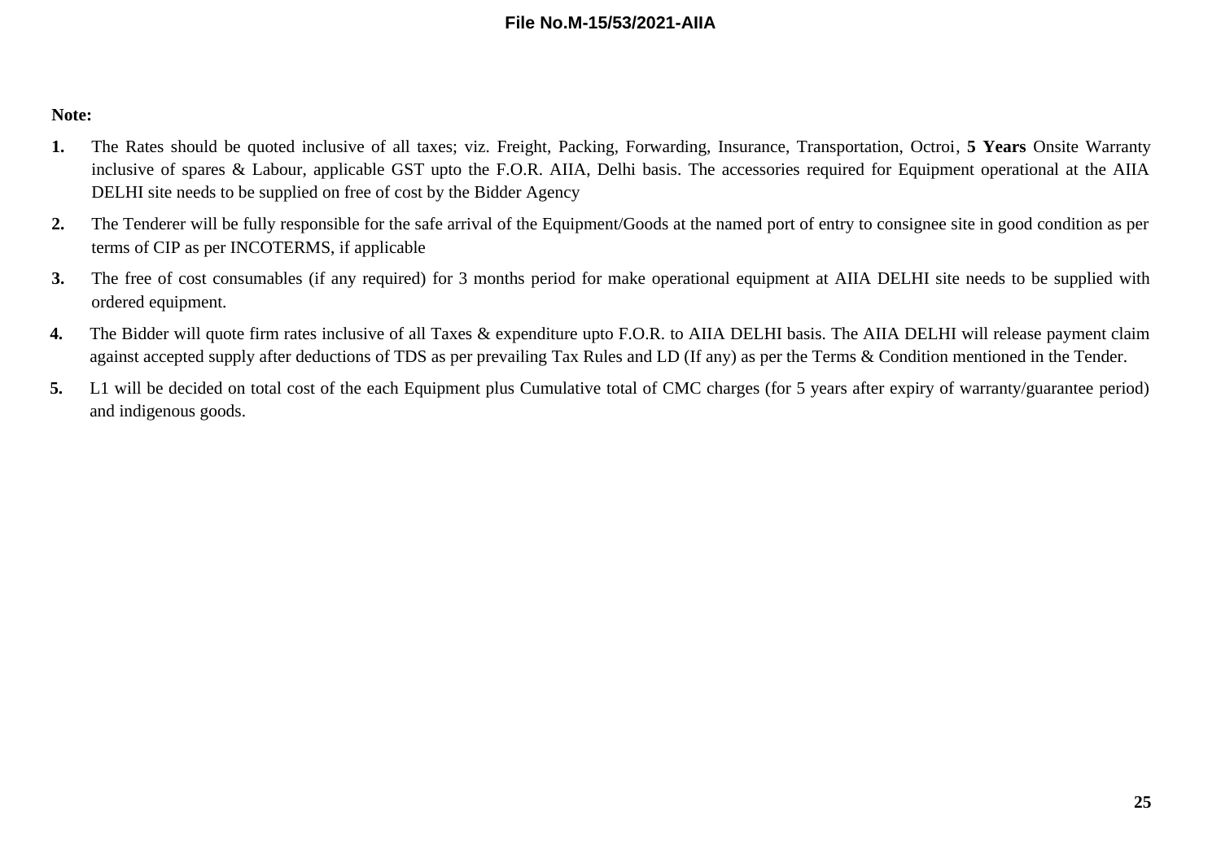**Note:**

1. The Rates should be quoted inclusive of all taxes; viz. Freight, Packing, Forwarding, Insurance, Transportation, Octroi, **5 Years** Onsite Warranty inclusive of spares & Labour, applicable GST upto the F.O.R. AIIA, Delhi basis. The accessories required for Equipment operational at the AIIA DELHI site needs to be supplied on free of cost by the Bidder Agency
2. The Tenderer will be fully responsible for the safe arrival of the Equipment/Goods at the named port of entry to consignee site in good condition as per terms of CIP as per INCOTERMS, if applicable
3. The free of cost consumables (if any required) for 3 months period for make operational equipment at AIIA DELHI site needs to be supplied with ordered equipment.
4. The Bidder will quote firm rates inclusive of all Taxes & expenditure upto F.O.R. to AIIA DELHI basis. The AIIA DELHI will release payment claim against accepted supply after deductions of TDS as per prevailing Tax Rules and LD (If any) as per the Terms & Condition mentioned in the Tender.
5. L1 will be decided on total cost of the each Equipment plus Cumulative total of CMC charges (for 5 years after expiry of warranty/guarantee period) and indigenous goods.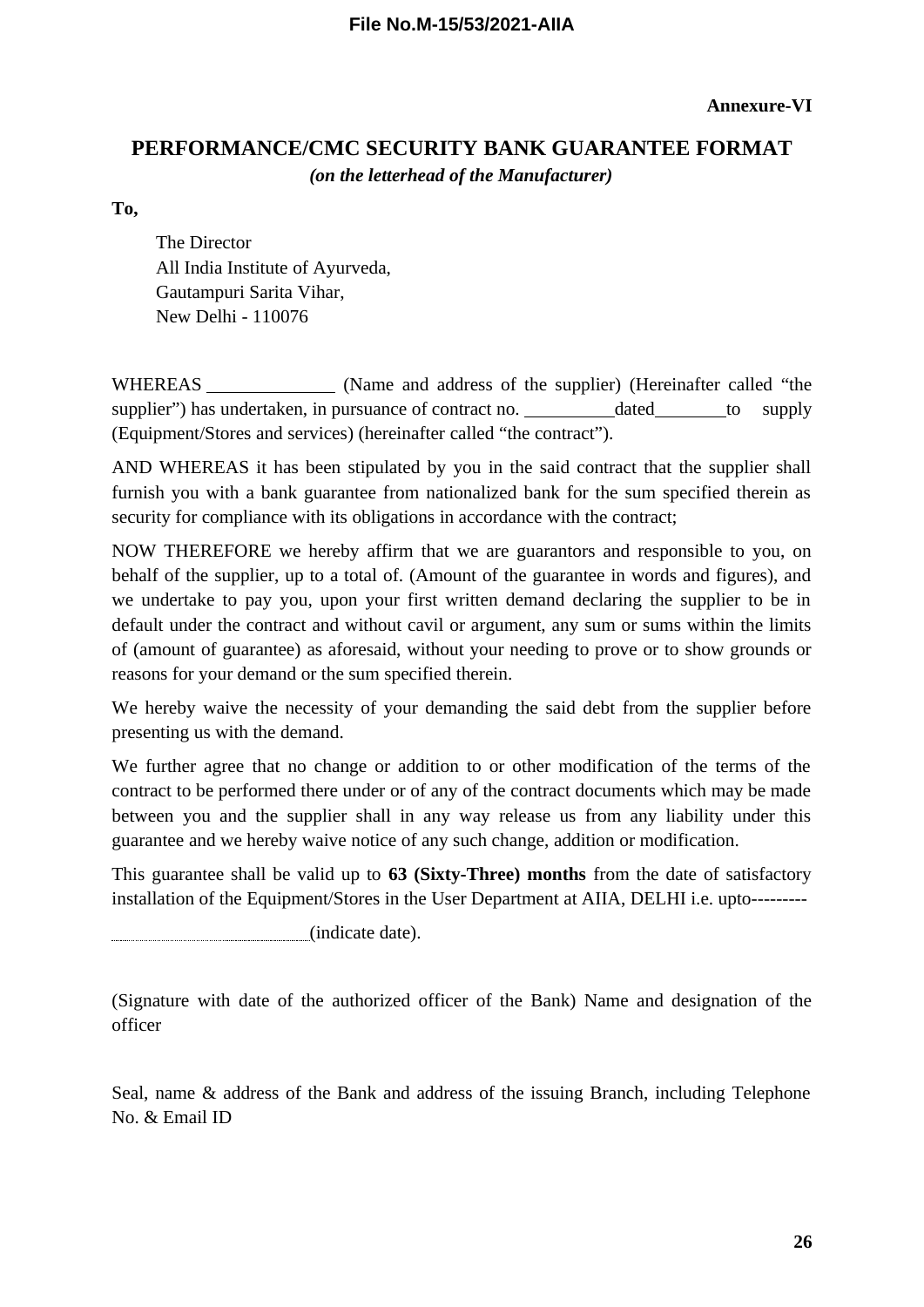**Annexure-VI**

## PERFORMANCE/CMC SECURITY BANK GUARANTEE FORMAT

***(on the letterhead of the Manufacturer)***

**To,**

The Director
All India Institute of Ayurveda,
Gautampuri Sarita Vihar,
New Delhi - 110076

WHEREAS \_\_\_\_\_\_\_\_\_\_\_\_\_\_ (Name and address of the supplier) (Hereinafter called "the supplier") has undertaken, in pursuance of contract no. \_\_\_\_\_\_\_\_\_\_dated\_\_\_\_\_\_\_\_to supply (Equipment/Stores and services) (hereinafter called "the contract").

AND WHEREAS it has been stipulated by you in the said contract that the supplier shall furnish you with a bank guarantee from nationalized bank for the sum specified therein as security for compliance with its obligations in accordance with the contract;

NOW THEREFORE we hereby affirm that we are guarantors and responsible to you, on behalf of the supplier, up to a total of. (Amount of the guarantee in words and figures), and we undertake to pay you, upon your first written demand declaring the supplier to be in default under the contract and without cavil or argument, any sum or sums within the limits of (amount of guarantee) as aforesaid, without your needing to prove or to show grounds or reasons for your demand or the sum specified therein.

We hereby waive the necessity of your demanding the said debt from the supplier before presenting us with the demand.

We further agree that no change or addition to or other modification of the terms of the contract to be performed there under or of any of the contract documents which may be made between you and the supplier shall in any way release us from any liability under this guarantee and we hereby waive notice of any such change, addition or modification.

This guarantee shall be valid up to **63 (Sixty-Three) months** from the date of satisfactory installation of the Equipment/Stores in the User Department at AIIA, DELHI i.e. upto---------

..............................................(indicate date).

(Signature with date of the authorized officer of the Bank) Name and designation of the officer

Seal, name & address of the Bank and address of the issuing Branch, including Telephone No. & Email ID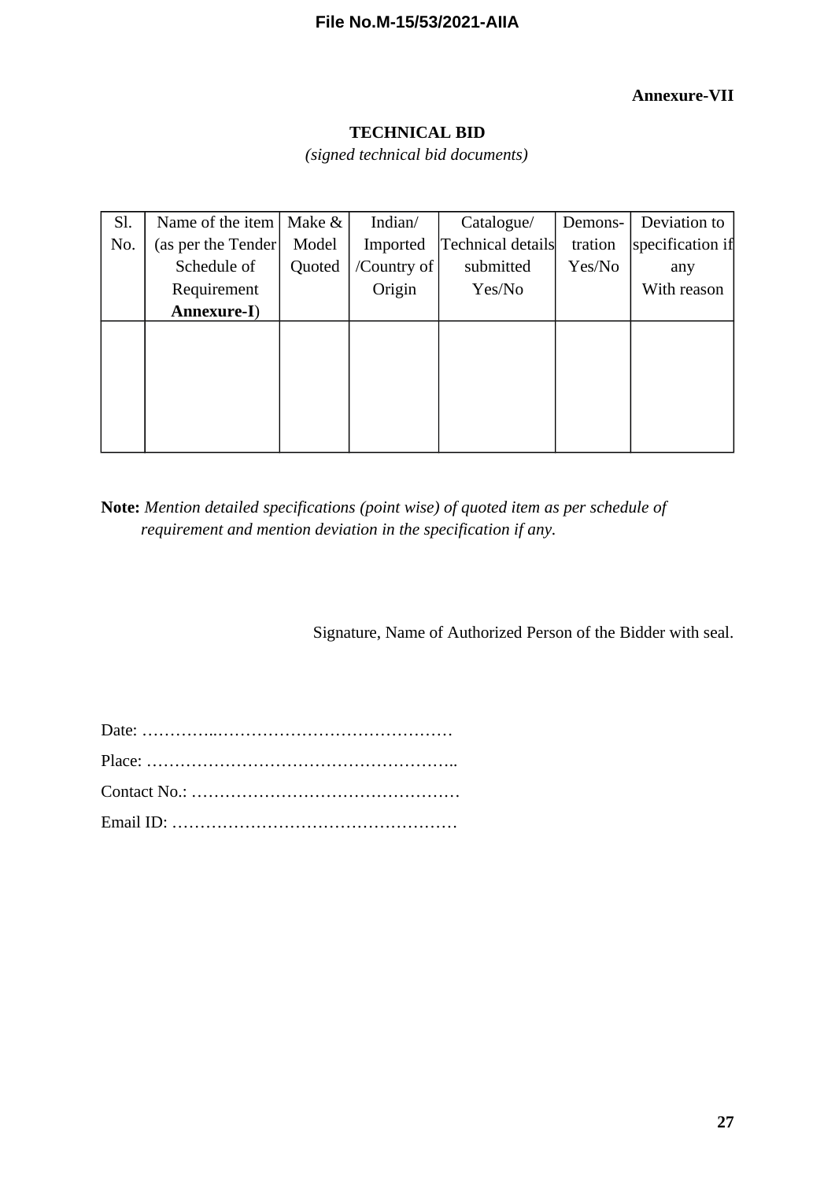**Annexure-VII**

## TECHNICAL BID

*(signed technical bid documents)*

| Sl. No. | Name of the item (as per the Tender Schedule of Requirement **Annexure-I**) | Make & Model Quoted | Indian/ Imported /Country of Origin | Catalogue/ Technical details submitted Yes/No | Demons-tration Yes/No | Deviation to specification if any With reason |
|---|---|---|---|---|---|---|
| | | | | | | |

**Note:** *Mention detailed specifications (point wise) of quoted item as per schedule of requirement and mention deviation in the specification if any.*

Signature, Name of Authorized Person of the Bidder with seal.

Date: …………..……………………………………

Place: ………………………………………………..

Contact No.: …………………………………………

Email ID: ……………………………………………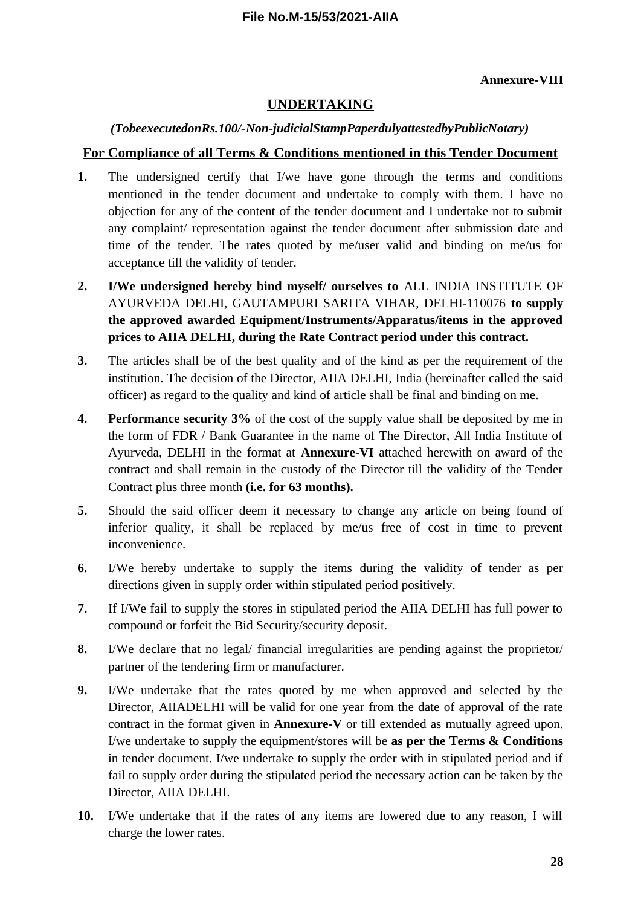**Annexure-VIII**

## UNDERTAKING

*(TobeexecutedonRs.100/-Non-judicialStampPaperdulyattestedbyPublicNotary)*

## For Compliance of all Terms & Conditions mentioned in this Tender Document

1. The undersigned certify that I/we have gone through the terms and conditions mentioned in the tender document and undertake to comply with them. I have no objection for any of the content of the tender document and I undertake not to submit any complaint/ representation against the tender document after submission date and time of the tender. The rates quoted by me/user valid and binding on me/us for acceptance till the validity of tender.

2. **I/We undersigned hereby bind myself/ ourselves to** ALL INDIA INSTITUTE OF AYURVEDA DELHI, GAUTAMPURI SARITA VIHAR, DELHI-110076 **to supply the approved awarded Equipment/Instruments/Apparatus/items in the approved prices to AIIA DELHI, during the Rate Contract period under this contract.**

3. The articles shall be of the best quality and of the kind as per the requirement of the institution. The decision of the Director, AIIA DELHI, India (hereinafter called the said officer) as regard to the quality and kind of article shall be final and binding on me.

4. **Performance security 3%** of the cost of the supply value shall be deposited by me in the form of FDR / Bank Guarantee in the name of The Director, All India Institute of Ayurveda, DELHI in the format at **Annexure-VI** attached herewith on award of the contract and shall remain in the custody of the Director till the validity of the Tender Contract plus three month **(i.e. for 63 months).**

5. Should the said officer deem it necessary to change any article on being found of inferior quality, it shall be replaced by me/us free of cost in time to prevent inconvenience.

6. I/We hereby undertake to supply the items during the validity of tender as per directions given in supply order within stipulated period positively.

7. If I/We fail to supply the stores in stipulated period the AIIA DELHI has full power to compound or forfeit the Bid Security/security deposit.

8. I/We declare that no legal/ financial irregularities are pending against the proprietor/ partner of the tendering firm or manufacturer.

9. I/We undertake that the rates quoted by me when approved and selected by the Director, AIIADELHI will be valid for one year from the date of approval of the rate contract in the format given in **Annexure-V** or till extended as mutually agreed upon. I/we undertake to supply the equipment/stores will be **as per the Terms & Conditions** in tender document. I/we undertake to supply the order with in stipulated period and if fail to supply order during the stipulated period the necessary action can be taken by the Director, AIIA DELHI.

10. I/We undertake that if the rates of any items are lowered due to any reason, I will charge the lower rates.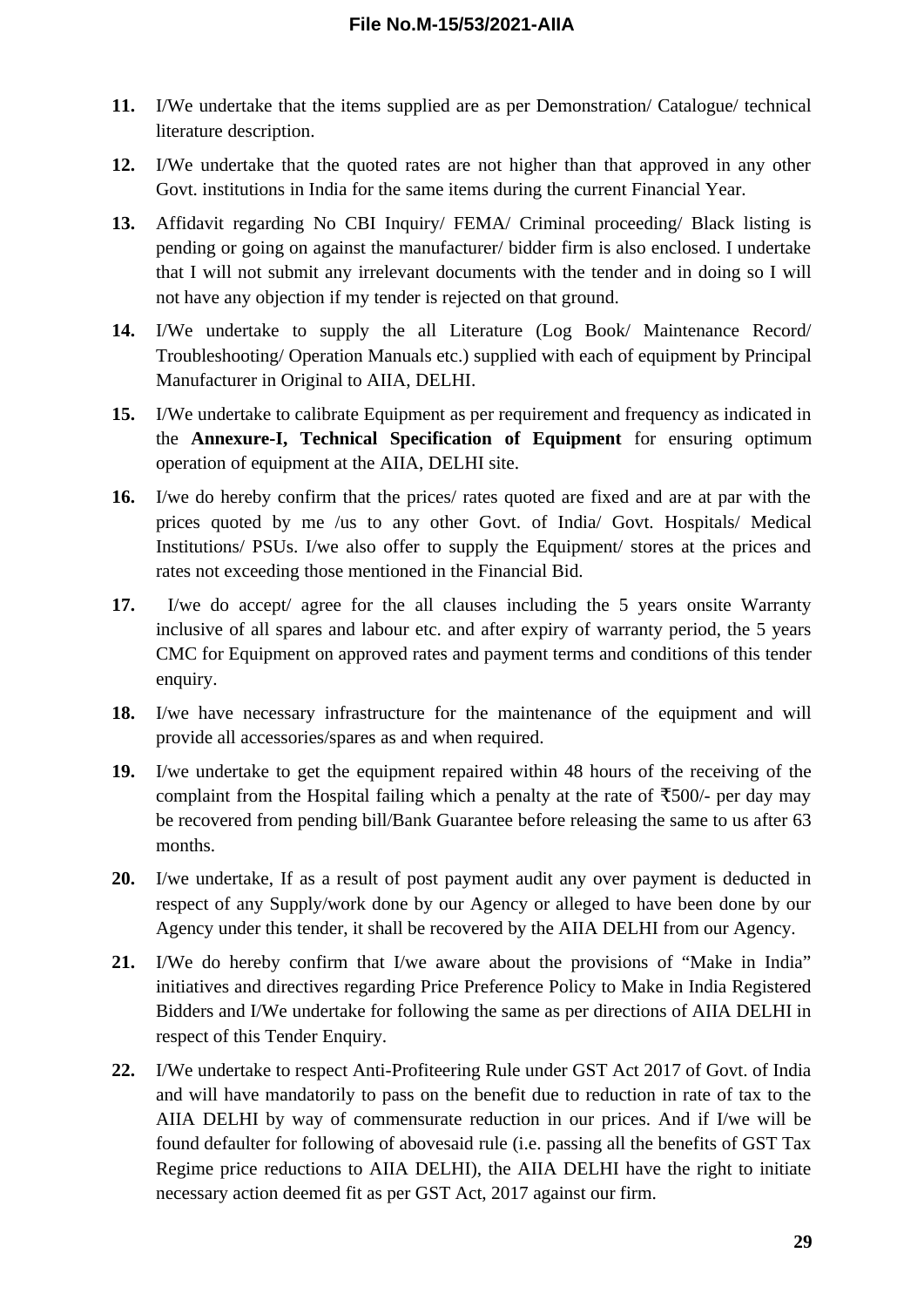**11.** I/We undertake that the items supplied are as per Demonstration/ Catalogue/ technical literature description.

**12.** I/We undertake that the quoted rates are not higher than that approved in any other Govt. institutions in India for the same items during the current Financial Year.

**13.** Affidavit regarding No CBI Inquiry/ FEMA/ Criminal proceeding/ Black listing is pending or going on against the manufacturer/ bidder firm is also enclosed. I undertake that I will not submit any irrelevant documents with the tender and in doing so I will not have any objection if my tender is rejected on that ground.

**14.** I/We undertake to supply the all Literature (Log Book/ Maintenance Record/ Troubleshooting/ Operation Manuals etc.) supplied with each of equipment by Principal Manufacturer in Original to AIIA, DELHI.

**15.** I/We undertake to calibrate Equipment as per requirement and frequency as indicated in the **Annexure-I, Technical Specification of Equipment** for ensuring optimum operation of equipment at the AIIA, DELHI site.

**16.** I/we do hereby confirm that the prices/ rates quoted are fixed and are at par with the prices quoted by me /us to any other Govt. of India/ Govt. Hospitals/ Medical Institutions/ PSUs. I/we also offer to supply the Equipment/ stores at the prices and rates not exceeding those mentioned in the Financial Bid.

**17.** I/we do accept/ agree for the all clauses including the 5 years onsite Warranty inclusive of all spares and labour etc. and after expiry of warranty period, the 5 years CMC for Equipment on approved rates and payment terms and conditions of this tender enquiry.

**18.** I/we have necessary infrastructure for the maintenance of the equipment and will provide all accessories/spares as and when required.

**19.** I/we undertake to get the equipment repaired within 48 hours of the receiving of the complaint from the Hospital failing which a penalty at the rate of ₹500/- per day may be recovered from pending bill/Bank Guarantee before releasing the same to us after 63 months.

**20.** I/we undertake, If as a result of post payment audit any over payment is deducted in respect of any Supply/work done by our Agency or alleged to have been done by our Agency under this tender, it shall be recovered by the AIIA DELHI from our Agency.

**21.** I/We do hereby confirm that I/we aware about the provisions of "Make in India" initiatives and directives regarding Price Preference Policy to Make in India Registered Bidders and I/We undertake for following the same as per directions of AIIA DELHI in respect of this Tender Enquiry.

**22.** I/We undertake to respect Anti-Profiteering Rule under GST Act 2017 of Govt. of India and will have mandatorily to pass on the benefit due to reduction in rate of tax to the AIIA DELHI by way of commensurate reduction in our prices. And if I/we will be found defaulter for following of abovesaid rule (i.e. passing all the benefits of GST Tax Regime price reductions to AIIA DELHI), the AIIA DELHI have the right to initiate necessary action deemed fit as per GST Act, 2017 against our firm.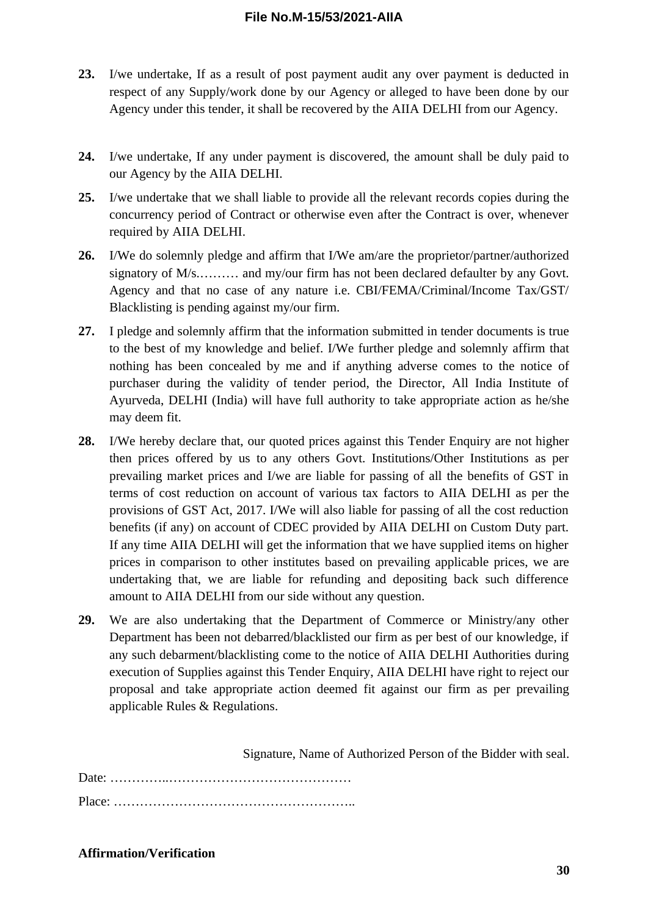**23.** I/we undertake, If as a result of post payment audit any over payment is deducted in respect of any Supply/work done by our Agency or alleged to have been done by our Agency under this tender, it shall be recovered by the AIIA DELHI from our Agency.

**24.** I/we undertake, If any under payment is discovered, the amount shall be duly paid to our Agency by the AIIA DELHI.

**25.** I/we undertake that we shall liable to provide all the relevant records copies during the concurrency period of Contract or otherwise even after the Contract is over, whenever required by AIIA DELHI.

**26.** I/We do solemnly pledge and affirm that I/We am/are the proprietor/partner/authorized signatory of M/s.……… and my/our firm has not been declared defaulter by any Govt. Agency and that no case of any nature i.e. CBI/FEMA/Criminal/Income Tax/GST/ Blacklisting is pending against my/our firm.

**27.** I pledge and solemnly affirm that the information submitted in tender documents is true to the best of my knowledge and belief. I/We further pledge and solemnly affirm that nothing has been concealed by me and if anything adverse comes to the notice of purchaser during the validity of tender period, the Director, All India Institute of Ayurveda, DELHI (India) will have full authority to take appropriate action as he/she may deem fit.

**28.** I/We hereby declare that, our quoted prices against this Tender Enquiry are not higher then prices offered by us to any others Govt. Institutions/Other Institutions as per prevailing market prices and I/we are liable for passing of all the benefits of GST in terms of cost reduction on account of various tax factors to AIIA DELHI as per the provisions of GST Act, 2017. I/We will also liable for passing of all the cost reduction benefits (if any) on account of CDEC provided by AIIA DELHI on Custom Duty part. If any time AIIA DELHI will get the information that we have supplied items on higher prices in comparison to other institutes based on prevailing applicable prices, we are undertaking that, we are liable for refunding and depositing back such difference amount to AIIA DELHI from our side without any question.

**29.** We are also undertaking that the Department of Commerce or Ministry/any other Department has been not debarred/blacklisted our firm as per best of our knowledge, if any such debarment/blacklisting come to the notice of AIIA DELHI Authorities during execution of Supplies against this Tender Enquiry, AIIA DELHI have right to reject our proposal and take appropriate action deemed fit against our firm as per prevailing applicable Rules & Regulations.

Signature, Name of Authorized Person of the Bidder with seal.

Date: …………..……………………………………

Place: ………………………………………………..

**Affirmation/Verification**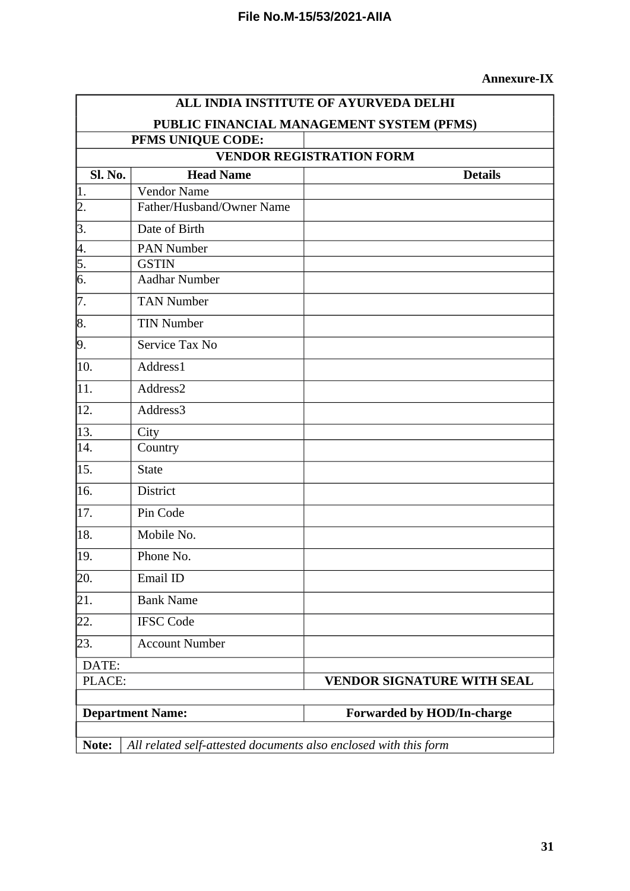File No.M-15/53/2021-AIIA

**Annexure-IX**

| ALL INDIA INSTITUTE OF AYURVEDA DELHI<br>PUBLIC FINANCIAL MANAGEMENT SYSTEM (PFMS) | | |
|---|---|---|
| | **PFMS UNIQUE CODE:** | |
| **VENDOR REGISTRATION FORM** | | |
| **Sl. No.** | **Head Name** | **Details** |
| 1. | Vendor Name | |
| 2. | Father/Husband/Owner Name | |
| 3. | Date of Birth | |
| 4. | PAN Number | |
| 5. | GSTIN | |
| 6. | Aadhar Number | |
| 7. | TAN Number | |
| 8. | TIN Number | |
| 9. | Service Tax No | |
| 10. | Address1 | |
| 11. | Address2 | |
| 12. | Address3 | |
| 13. | City | |
| 14. | Country | |
| 15. | State | |
| 16. | District | |
| 17. | Pin Code | |
| 18. | Mobile No. | |
| 19. | Phone No. | |
| 20. | Email ID | |
| 21. | Bank Name | |
| 22. | IFSC Code | |
| 23. | Account Number | |
| DATE: | | |
| PLACE: | | **VENDOR SIGNATURE WITH SEAL** |
| | | |
| **Department Name:** | | **Forwarded by HOD/In-charge** |
| | | |
| **Note:** | *All related self-attested documents also enclosed with this form* | |